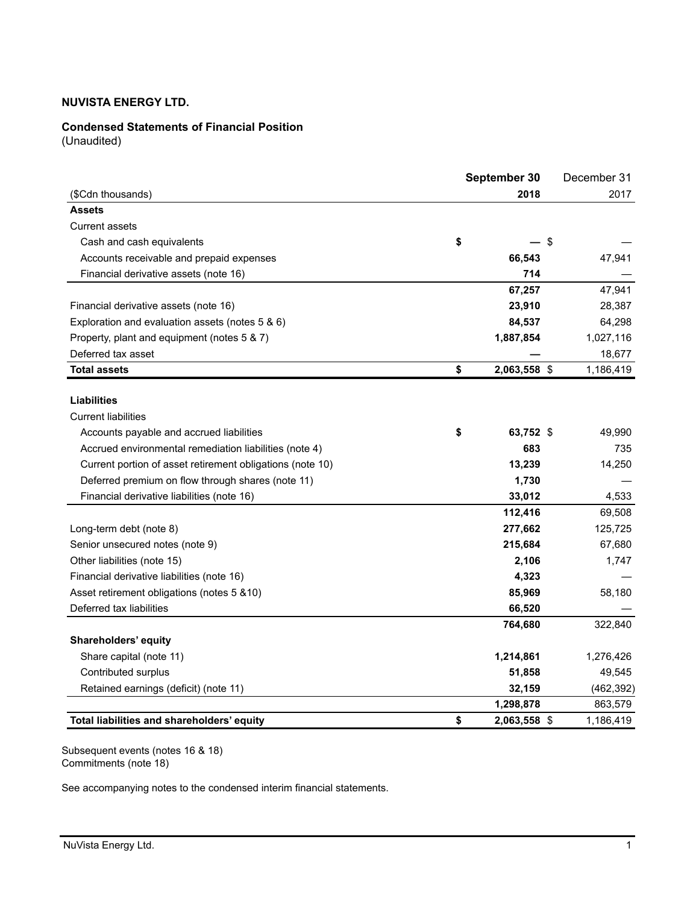**NUVISTA ENERGY LTD.**

**Condensed Statements of Financial Position**
(Unaudited)

| ($Cdn thousands) | **September 30 2018** | December 31 2017 |
|---|---|---|
| **Assets** | | |
| Current assets | | |
| Cash and cash equivalents | **$ —** | $ — |
| Accounts receivable and prepaid expenses | **66,543** | 47,941 |
| Financial derivative assets (note 16) | **714** | — |
| | **67,257** | 47,941 |
| Financial derivative assets (note 16) | **23,910** | 28,387 |
| Exploration and evaluation assets (notes 5 & 6) | **84,537** | 64,298 |
| Property, plant and equipment (notes 5 & 7) | **1,887,854** | 1,027,116 |
| Deferred tax asset | **—** | 18,677 |
| **Total assets** | **$ 2,063,558** | $ 1,186,419 |
| **Liabilities** | | |
| Current liabilities | | |
| Accounts payable and accrued liabilities | **$ 63,752** | $ 49,990 |
| Accrued environmental remediation liabilities (note 4) | **683** | 735 |
| Current portion of asset retirement obligations (note 10) | **13,239** | 14,250 |
| Deferred premium on flow through shares (note 11) | **1,730** | — |
| Financial derivative liabilities (note 16) | **33,012** | 4,533 |
| | **112,416** | 69,508 |
| Long-term debt (note 8) | **277,662** | 125,725 |
| Senior unsecured notes (note 9) | **215,684** | 67,680 |
| Other liabilities (note 15) | **2,106** | 1,747 |
| Financial derivative liabilities (note 16) | **4,323** | — |
| Asset retirement obligations (notes 5 &10) | **85,969** | 58,180 |
| Deferred tax liabilities | **66,520** | — |
| | **764,680** | 322,840 |
| **Shareholders' equity** | | |
| Share capital (note 11) | **1,214,861** | 1,276,426 |
| Contributed surplus | **51,858** | 49,545 |
| Retained earnings (deficit) (note 11) | **32,159** | (462,392) |
| | **1,298,878** | 863,579 |
| **Total liabilities and shareholders' equity** | **$ 2,063,558** | $ 1,186,419 |

Subsequent events (notes 16 & 18)
Commitments (note 18)

See accompanying notes to the condensed interim financial statements.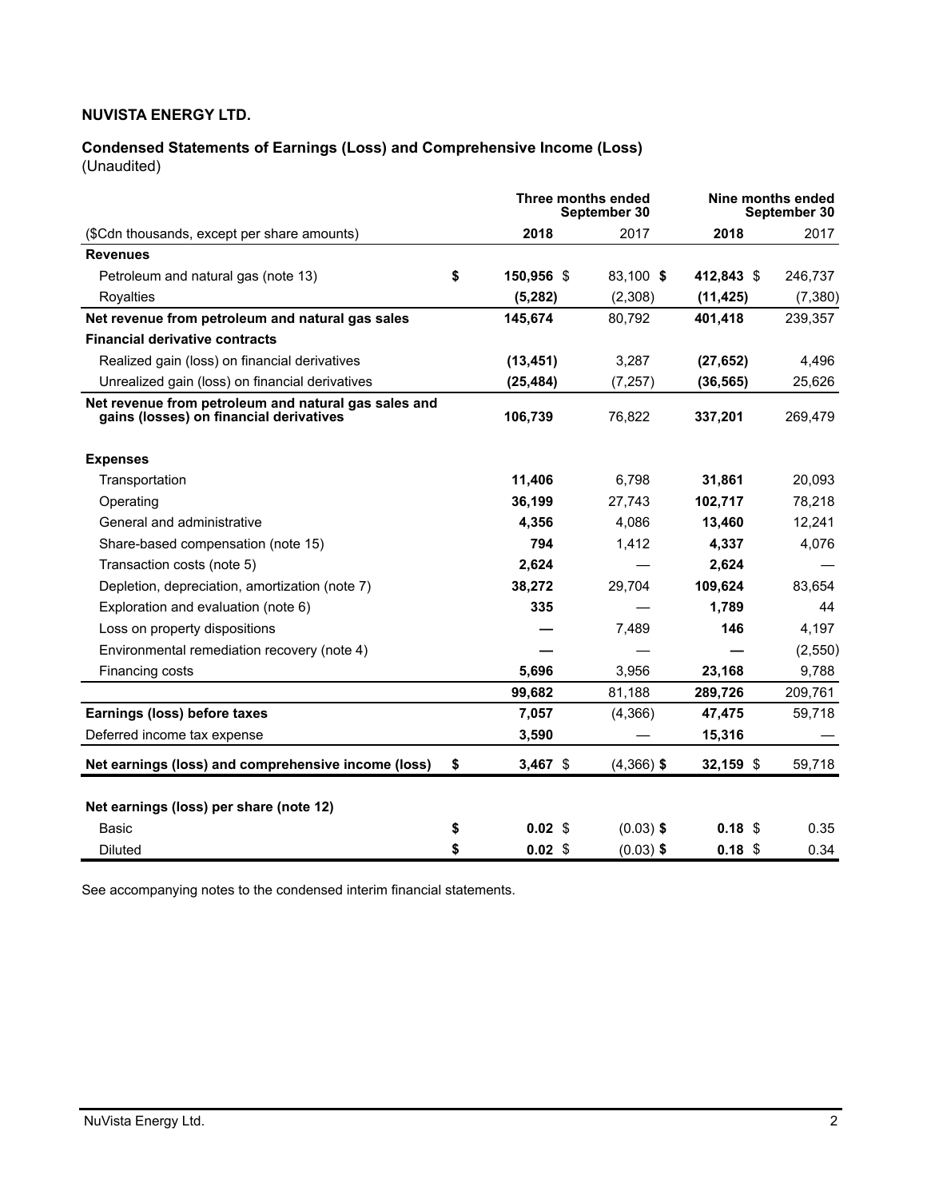**NUVISTA ENERGY LTD.**

**Condensed Statements of Earnings (Loss) and Comprehensive Income (Loss)**
(Unaudited)

| | Three months ended September 30 | | Nine months ended September 30 | |
|---|---|---|---|---|
| ($Cdn thousands, except per share amounts) | **2018** | 2017 | **2018** | 2017 |
| **Revenues** | | | | |
| Petroleum and natural gas (note 13) | **$ 150,956** | $ 83,100 | **$ 412,843** | $ 246,737 |
| Royalties | **(5,282)** | (2,308) | **(11,425)** | (7,380) |
| **Net revenue from petroleum and natural gas sales** | **145,674** | 80,792 | **401,418** | 239,357 |
| **Financial derivative contracts** | | | | |
| Realized gain (loss) on financial derivatives | **(13,451)** | 3,287 | **(27,652)** | 4,496 |
| Unrealized gain (loss) on financial derivatives | **(25,484)** | (7,257) | **(36,565)** | 25,626 |
| **Net revenue from petroleum and natural gas sales and gains (losses) on financial derivatives** | **106,739** | 76,822 | **337,201** | 269,479 |
| **Expenses** | | | | |
| Transportation | **11,406** | 6,798 | **31,861** | 20,093 |
| Operating | **36,199** | 27,743 | **102,717** | 78,218 |
| General and administrative | **4,356** | 4,086 | **13,460** | 12,241 |
| Share-based compensation (note 15) | **794** | 1,412 | **4,337** | 4,076 |
| Transaction costs (note 5) | **2,624** | — | **2,624** | — |
| Depletion, depreciation, amortization (note 7) | **38,272** | 29,704 | **109,624** | 83,654 |
| Exploration and evaluation (note 6) | **335** | — | **1,789** | 44 |
| Loss on property dispositions | **—** | 7,489 | **146** | 4,197 |
| Environmental remediation recovery (note 4) | **—** | — | **—** | (2,550) |
| Financing costs | **5,696** | 3,956 | **23,168** | 9,788 |
| | **99,682** | 81,188 | **289,726** | 209,761 |
| **Earnings (loss) before taxes** | **7,057** | (4,366) | **47,475** | 59,718 |
| Deferred income tax expense | **3,590** | — | **15,316** | — |
| **Net earnings (loss) and comprehensive income (loss)** | **$ 3,467** | $ (4,366) | **$ 32,159** | $ 59,718 |
| **Net earnings (loss) per share (note 12)** | | | | |
| Basic | **$ 0.02** | $ (0.03) | **$ 0.18** | $ 0.35 |
| Diluted | **$ 0.02** | $ (0.03) | **$ 0.18** | $ 0.34 |

See accompanying notes to the condensed interim financial statements.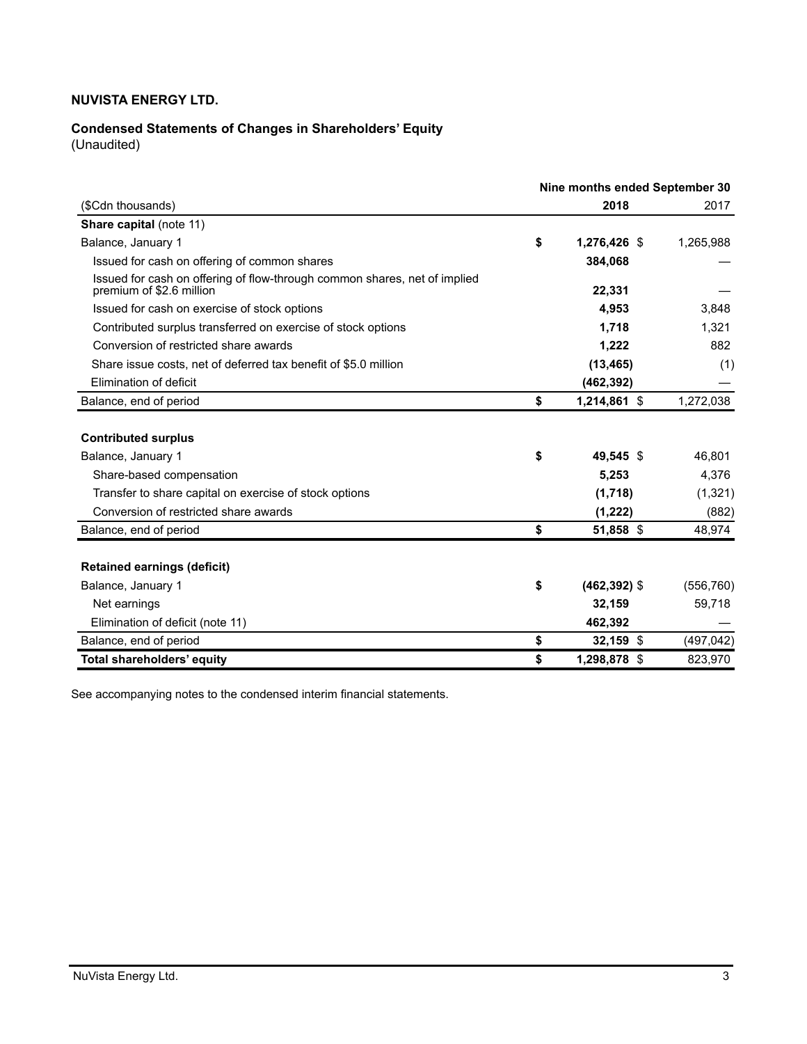**NUVISTA ENERGY LTD.**

**Condensed Statements of Changes in Shareholders' Equity**
(Unaudited)

| | Nine months ended September 30 | |
|---|---|---|
| ($Cdn thousands) | **2018** | 2017 |
| **Share capital** (note 11) | | |
| Balance, January 1 | **$ 1,276,426** | $ 1,265,988 |
| Issued for cash on offering of common shares | **384,068** | — |
| Issued for cash on offering of flow-through common shares, net of implied premium of $2.6 million | **22,331** | — |
| Issued for cash on exercise of stock options | **4,953** | 3,848 |
| Contributed surplus transferred on exercise of stock options | **1,718** | 1,321 |
| Conversion of restricted share awards | **1,222** | 882 |
| Share issue costs, net of deferred tax benefit of $5.0 million | **(13,465)** | (1) |
| Elimination of deficit | **(462,392)** | — |
| Balance, end of period | **$ 1,214,861** | $ 1,272,038 |
| | | |
| **Contributed surplus** | | |
| Balance, January 1 | **$ 49,545** | $ 46,801 |
| Share-based compensation | **5,253** | 4,376 |
| Transfer to share capital on exercise of stock options | **(1,718)** | (1,321) |
| Conversion of restricted share awards | **(1,222)** | (882) |
| Balance, end of period | **$ 51,858** | $ 48,974 |
| | | |
| **Retained earnings (deficit)** | | |
| Balance, January 1 | **$ (462,392)** | $ (556,760) |
| Net earnings | **32,159** | 59,718 |
| Elimination of deficit (note 11) | **462,392** | — |
| Balance, end of period | **$ 32,159** | $ (497,042) |
| **Total shareholders' equity** | **$ 1,298,878** | $ 823,970 |

See accompanying notes to the condensed interim financial statements.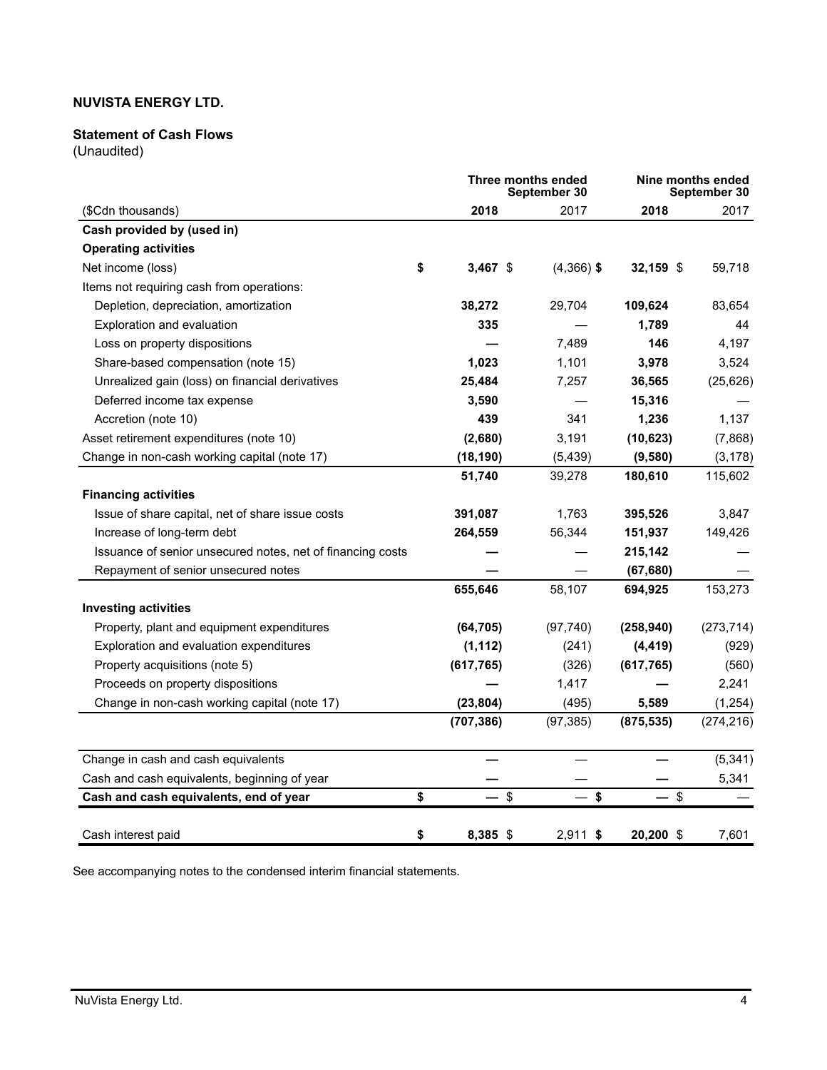**NUVISTA ENERGY LTD.**

**Statement of Cash Flows**
(Unaudited)

| | Three months ended September 30 | | Nine months ended September 30 | |
|---|---|---|---|---|
| ($Cdn thousands) | **2018** | 2017 | **2018** | 2017 |
| **Cash provided by (used in)** | | | | |
| **Operating activities** | | | | |
| Net income (loss) | **$ 3,467** | $ (4,366) | **$ 32,159** | $ 59,718 |
| Items not requiring cash from operations: | | | | |
| Depletion, depreciation, amortization | **38,272** | 29,704 | **109,624** | 83,654 |
| Exploration and evaluation | **335** | — | **1,789** | 44 |
| Loss on property dispositions | **—** | 7,489 | **146** | 4,197 |
| Share-based compensation (note 15) | **1,023** | 1,101 | **3,978** | 3,524 |
| Unrealized gain (loss) on financial derivatives | **25,484** | 7,257 | **36,565** | (25,626) |
| Deferred income tax expense | **3,590** | — | **15,316** | — |
| Accretion (note 10) | **439** | 341 | **1,236** | 1,137 |
| Asset retirement expenditures (note 10) | **(2,680)** | 3,191 | **(10,623)** | (7,868) |
| Change in non-cash working capital (note 17) | **(18,190)** | (5,439) | **(9,580)** | (3,178) |
| | **51,740** | 39,278 | **180,610** | 115,602 |
| **Financing activities** | | | | |
| Issue of share capital, net of share issue costs | **391,087** | 1,763 | **395,526** | 3,847 |
| Increase of long-term debt | **264,559** | 56,344 | **151,937** | 149,426 |
| Issuance of senior unsecured notes, net of financing costs | **—** | — | **215,142** | — |
| Repayment of senior unsecured notes | **—** | — | **(67,680)** | — |
| | **655,646** | 58,107 | **694,925** | 153,273 |
| **Investing activities** | | | | |
| Property, plant and equipment expenditures | **(64,705)** | (97,740) | **(258,940)** | (273,714) |
| Exploration and evaluation expenditures | **(1,112)** | (241) | **(4,419)** | (929) |
| Property acquisitions (note 5) | **(617,765)** | (326) | **(617,765)** | (560) |
| Proceeds on property dispositions | **—** | 1,417 | **—** | 2,241 |
| Change in non-cash working capital (note 17) | **(23,804)** | (495) | **5,589** | (1,254) |
| | **(707,386)** | (97,385) | **(875,535)** | (274,216) |
| Change in cash and cash equivalents | **—** | — | **—** | (5,341) |
| Cash and cash equivalents, beginning of year | **—** | — | **—** | 5,341 |
| **Cash and cash equivalents, end of year** | **$ —** | $ — | **$ —** | $ — |
| Cash interest paid | **$ 8,385** | $ 2,911 | **$ 20,200** | $ 7,601 |

See accompanying notes to the condensed interim financial statements.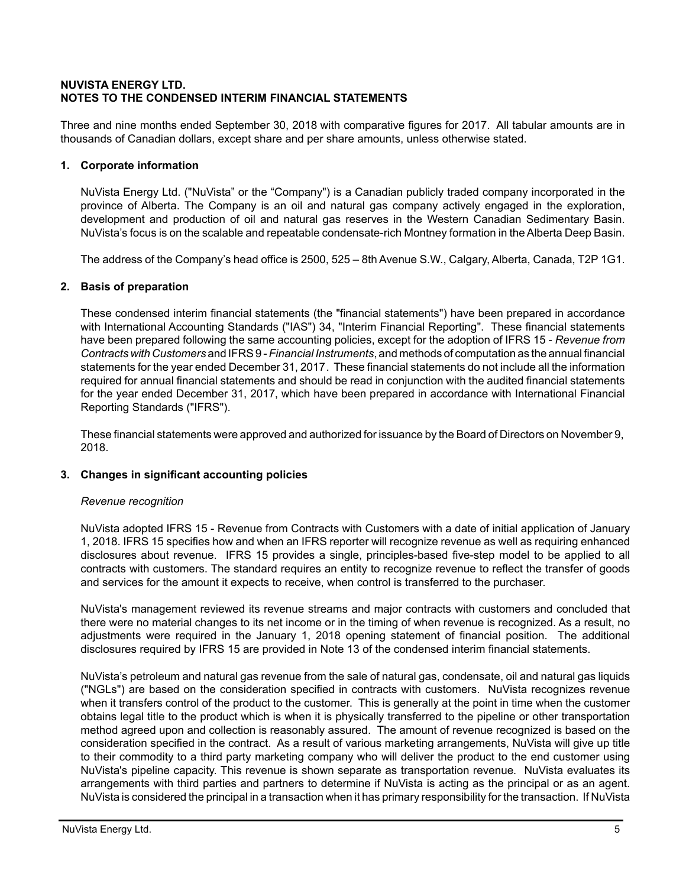**NUVISTA ENERGY LTD.**
**NOTES TO THE CONDENSED INTERIM FINANCIAL STATEMENTS**

Three and nine months ended September 30, 2018 with comparative figures for 2017. All tabular amounts are in thousands of Canadian dollars, except share and per share amounts, unless otherwise stated.

## 1. Corporate information

NuVista Energy Ltd. ("NuVista" or the "Company") is a Canadian publicly traded company incorporated in the province of Alberta. The Company is an oil and natural gas company actively engaged in the exploration, development and production of oil and natural gas reserves in the Western Canadian Sedimentary Basin. NuVista's focus is on the scalable and repeatable condensate-rich Montney formation in the Alberta Deep Basin.

The address of the Company's head office is 2500, 525 – 8th Avenue S.W., Calgary, Alberta, Canada, T2P 1G1.

## 2. Basis of preparation

These condensed interim financial statements (the "financial statements") have been prepared in accordance with International Accounting Standards ("IAS") 34, "Interim Financial Reporting". These financial statements have been prepared following the same accounting policies, except for the adoption of IFRS 15 - *Revenue from Contracts with Customers* and IFRS 9 - *Financial Instruments*, and methods of computation as the annual financial statements for the year ended December 31, 2017. These financial statements do not include all the information required for annual financial statements and should be read in conjunction with the audited financial statements for the year ended December 31, 2017, which have been prepared in accordance with International Financial Reporting Standards ("IFRS").

These financial statements were approved and authorized for issuance by the Board of Directors on November 9, 2018.

## 3. Changes in significant accounting policies

*Revenue recognition*

NuVista adopted IFRS 15 - Revenue from Contracts with Customers with a date of initial application of January 1, 2018. IFRS 15 specifies how and when an IFRS reporter will recognize revenue as well as requiring enhanced disclosures about revenue. IFRS 15 provides a single, principles-based five-step model to be applied to all contracts with customers. The standard requires an entity to recognize revenue to reflect the transfer of goods and services for the amount it expects to receive, when control is transferred to the purchaser.

NuVista's management reviewed its revenue streams and major contracts with customers and concluded that there were no material changes to its net income or in the timing of when revenue is recognized. As a result, no adjustments were required in the January 1, 2018 opening statement of financial position. The additional disclosures required by IFRS 15 are provided in Note 13 of the condensed interim financial statements.

NuVista's petroleum and natural gas revenue from the sale of natural gas, condensate, oil and natural gas liquids ("NGLs") are based on the consideration specified in contracts with customers. NuVista recognizes revenue when it transfers control of the product to the customer. This is generally at the point in time when the customer obtains legal title to the product which is when it is physically transferred to the pipeline or other transportation method agreed upon and collection is reasonably assured. The amount of revenue recognized is based on the consideration specified in the contract. As a result of various marketing arrangements, NuVista will give up title to their commodity to a third party marketing company who will deliver the product to the end customer using NuVista's pipeline capacity. This revenue is shown separate as transportation revenue. NuVista evaluates its arrangements with third parties and partners to determine if NuVista is acting as the principal or as an agent. NuVista is considered the principal in a transaction when it has primary responsibility for the transaction. If NuVista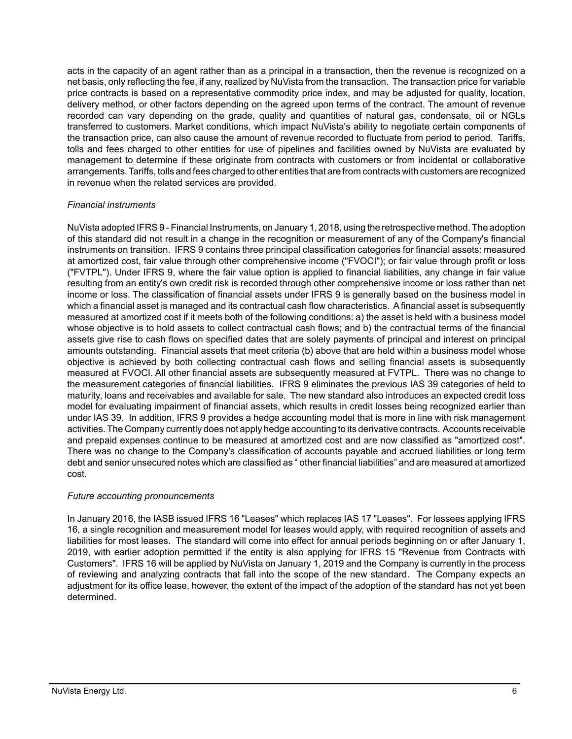acts in the capacity of an agent rather than as a principal in a transaction, then the revenue is recognized on a net basis, only reflecting the fee, if any, realized by NuVista from the transaction. The transaction price for variable price contracts is based on a representative commodity price index, and may be adjusted for quality, location, delivery method, or other factors depending on the agreed upon terms of the contract. The amount of revenue recorded can vary depending on the grade, quality and quantities of natural gas, condensate, oil or NGLs transferred to customers. Market conditions, which impact NuVista's ability to negotiate certain components of the transaction price, can also cause the amount of revenue recorded to fluctuate from period to period. Tariffs, tolls and fees charged to other entities for use of pipelines and facilities owned by NuVista are evaluated by management to determine if these originate from contracts with customers or from incidental or collaborative arrangements. Tariffs, tolls and fees charged to other entities that are from contracts with customers are recognized in revenue when the related services are provided.

*Financial instruments*

NuVista adopted IFRS 9 - Financial Instruments, on January 1, 2018, using the retrospective method. The adoption of this standard did not result in a change in the recognition or measurement of any of the Company's financial instruments on transition. IFRS 9 contains three principal classification categories for financial assets: measured at amortized cost, fair value through other comprehensive income ("FVOCI"); or fair value through profit or loss ("FVTPL"). Under IFRS 9, where the fair value option is applied to financial liabilities, any change in fair value resulting from an entity's own credit risk is recorded through other comprehensive income or loss rather than net income or loss. The classification of financial assets under IFRS 9 is generally based on the business model in which a financial asset is managed and its contractual cash flow characteristics. A financial asset is subsequently measured at amortized cost if it meets both of the following conditions: a) the asset is held with a business model whose objective is to hold assets to collect contractual cash flows; and b) the contractual terms of the financial assets give rise to cash flows on specified dates that are solely payments of principal and interest on principal amounts outstanding. Financial assets that meet criteria (b) above that are held within a business model whose objective is achieved by both collecting contractual cash flows and selling financial assets is subsequently measured at FVOCI. All other financial assets are subsequently measured at FVTPL. There was no change to the measurement categories of financial liabilities. IFRS 9 eliminates the previous IAS 39 categories of held to maturity, loans and receivables and available for sale. The new standard also introduces an expected credit loss model for evaluating impairment of financial assets, which results in credit losses being recognized earlier than under IAS 39. In addition, IFRS 9 provides a hedge accounting model that is more in line with risk management activities. The Company currently does not apply hedge accounting to its derivative contracts. Accounts receivable and prepaid expenses continue to be measured at amortized cost and are now classified as "amortized cost". There was no change to the Company's classification of accounts payable and accrued liabilities or long term debt and senior unsecured notes which are classified as " other financial liabilities" and are measured at amortized cost.

*Future accounting pronouncements*

In January 2016, the IASB issued IFRS 16 "Leases" which replaces IAS 17 "Leases". For lessees applying IFRS 16, a single recognition and measurement model for leases would apply, with required recognition of assets and liabilities for most leases. The standard will come into effect for annual periods beginning on or after January 1, 2019, with earlier adoption permitted if the entity is also applying for IFRS 15 "Revenue from Contracts with Customers". IFRS 16 will be applied by NuVista on January 1, 2019 and the Company is currently in the process of reviewing and analyzing contracts that fall into the scope of the new standard. The Company expects an adjustment for its office lease, however, the extent of the impact of the adoption of the standard has not yet been determined.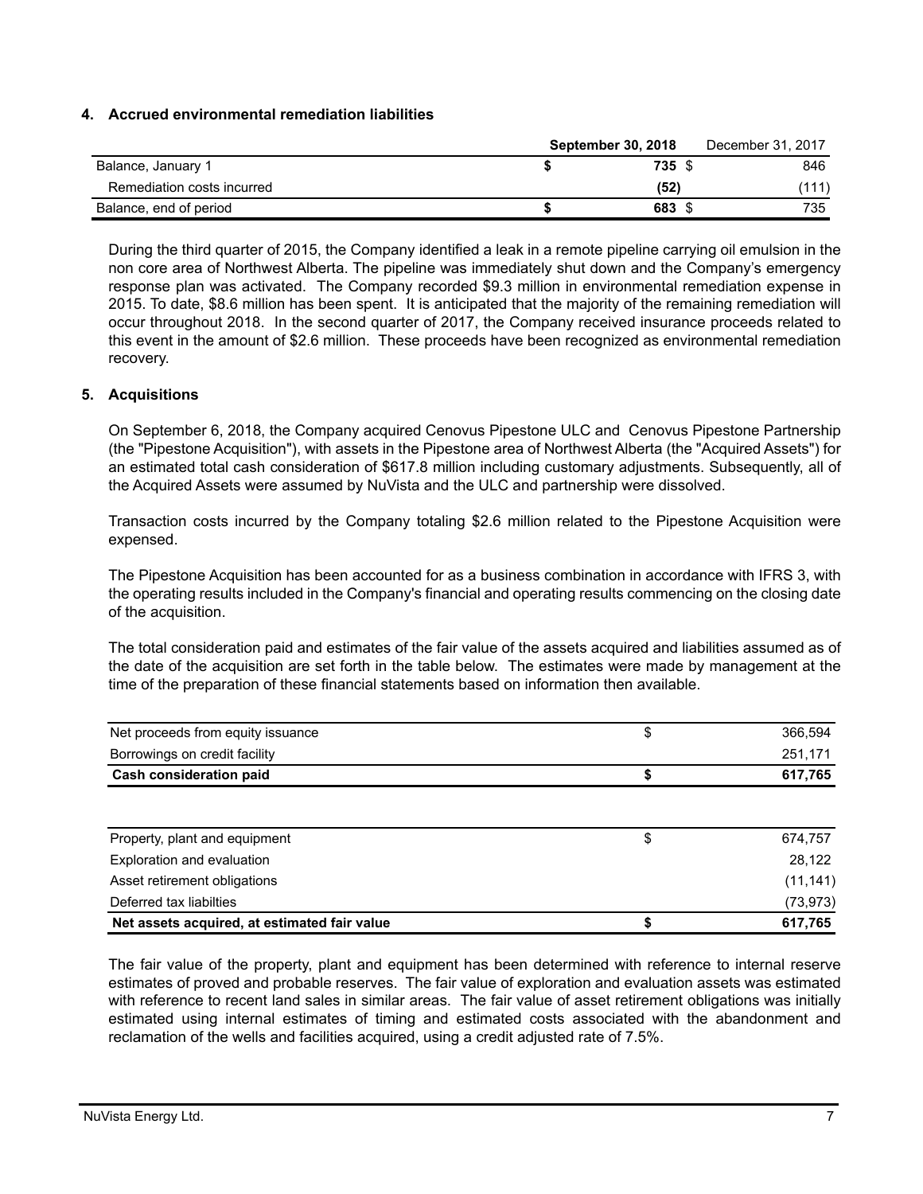## 4. Accrued environmental remediation liabilities

| | September 30, 2018 | December 31, 2017 |
|---|---|---|
| Balance, January 1 | **$ 735** | $ 846 |
| Remediation costs incurred | **(52)** | (111) |
| Balance, end of period | **$ 683** | $ 735 |

During the third quarter of 2015, the Company identified a leak in a remote pipeline carrying oil emulsion in the non core area of Northwest Alberta. The pipeline was immediately shut down and the Company's emergency response plan was activated. The Company recorded $9.3 million in environmental remediation expense in 2015. To date, $8.6 million has been spent. It is anticipated that the majority of the remaining remediation will occur throughout 2018. In the second quarter of 2017, the Company received insurance proceeds related to this event in the amount of $2.6 million. These proceeds have been recognized as environmental remediation recovery.

## 5. Acquisitions

On September 6, 2018, the Company acquired Cenovus Pipestone ULC and Cenovus Pipestone Partnership (the "Pipestone Acquisition"), with assets in the Pipestone area of Northwest Alberta (the "Acquired Assets") for an estimated total cash consideration of $617.8 million including customary adjustments. Subsequently, all of the Acquired Assets were assumed by NuVista and the ULC and partnership were dissolved.

Transaction costs incurred by the Company totaling $2.6 million related to the Pipestone Acquisition were expensed.

The Pipestone Acquisition has been accounted for as a business combination in accordance with IFRS 3, with the operating results included in the Company's financial and operating results commencing on the closing date of the acquisition.

The total consideration paid and estimates of the fair value of the assets acquired and liabilities assumed as of the date of the acquisition are set forth in the table below. The estimates were made by management at the time of the preparation of these financial statements based on information then available.

| | | |
|---|---|---|
| Net proceeds from equity issuance | $ | 366,594 |
| Borrowings on credit facility | | 251,171 |
| **Cash consideration paid** | **$** | **617,765** |

| | | |
|---|---|---|
| Property, plant and equipment | $ | 674,757 |
| Exploration and evaluation | | 28,122 |
| Asset retirement obligations | | (11,141) |
| Deferred tax liabilties | | (73,973) |
| **Net assets acquired, at estimated fair value** | **$** | **617,765** |

The fair value of the property, plant and equipment has been determined with reference to internal reserve estimates of proved and probable reserves. The fair value of exploration and evaluation assets was estimated with reference to recent land sales in similar areas. The fair value of asset retirement obligations was initially estimated using internal estimates of timing and estimated costs associated with the abandonment and reclamation of the wells and facilities acquired, using a credit adjusted rate of 7.5%.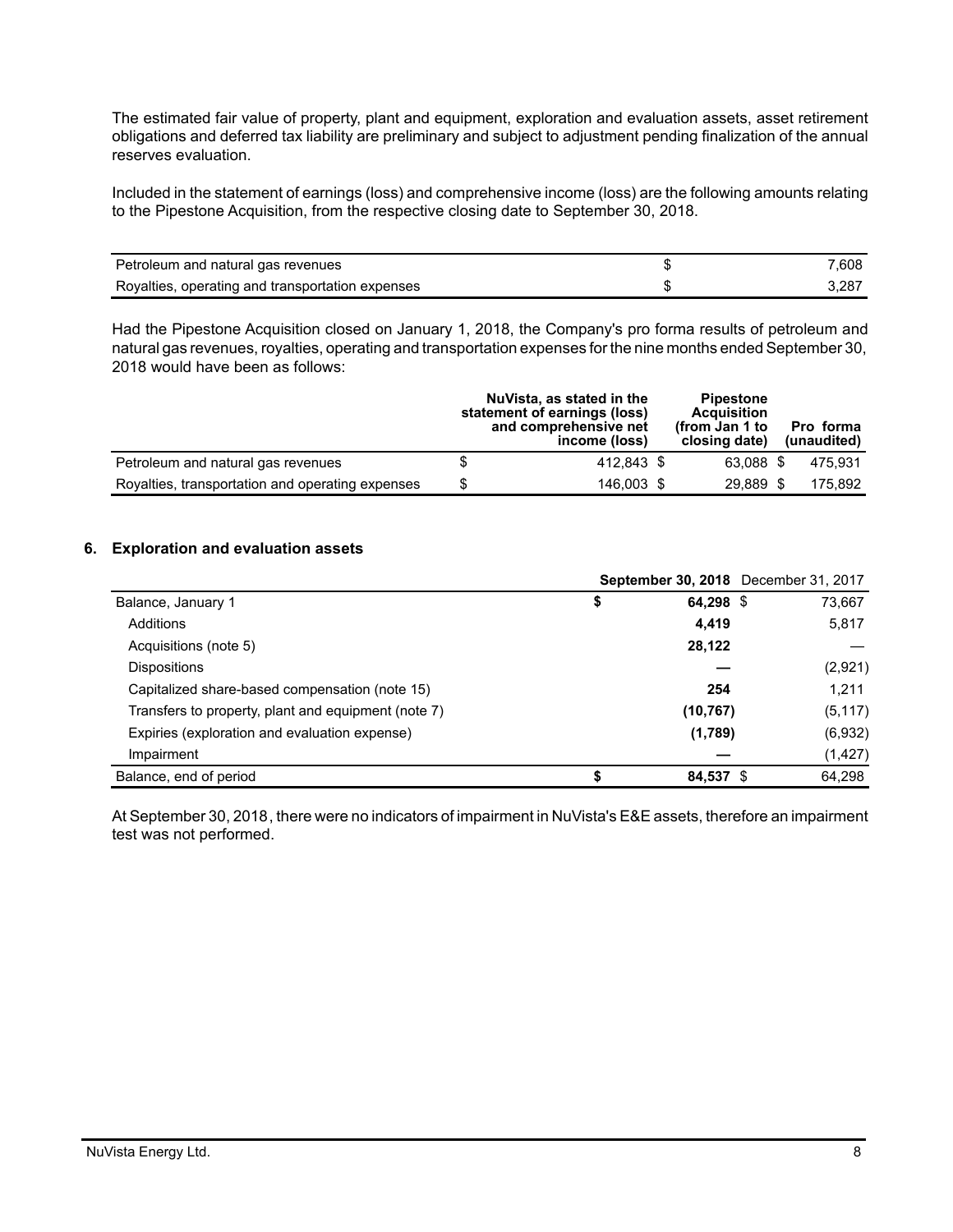The estimated fair value of property, plant and equipment, exploration and evaluation assets, asset retirement obligations and deferred tax liability are preliminary and subject to adjustment pending finalization of the annual reserves evaluation.

Included in the statement of earnings (loss) and comprehensive income (loss) are the following amounts relating to the Pipestone Acquisition, from the respective closing date to September 30, 2018.

| | | |
|---|---|---|
| Petroleum and natural gas revenues | $ | 7,608 |
| Royalties, operating and transportation expenses | $ | 3,287 |

Had the Pipestone Acquisition closed on January 1, 2018, the Company's pro forma results of petroleum and natural gas revenues, royalties, operating and transportation expenses for the nine months ended September 30, 2018 would have been as follows:

| | NuVista, as stated in the statement of earnings (loss) and comprehensive net income (loss) | Pipestone Acquisition (from Jan 1 to closing date) | Pro forma (unaudited) |
|---|---|---|---|
| Petroleum and natural gas revenues | $ 412,843 | $ 63,088 | $ 475,931 |
| Royalties, transportation and operating expenses | $ 146,003 | $ 29,889 | $ 175,892 |

## 6. Exploration and evaluation assets

| | **September 30, 2018** | December 31, 2017 |
|---|---|---|
| Balance, January 1 | **$ 64,298** | $ 73,667 |
| Additions | **4,419** | 5,817 |
| Acquisitions (note 5) | **28,122** | — |
| Dispositions | **—** | (2,921) |
| Capitalized share-based compensation (note 15) | **254** | 1,211 |
| Transfers to property, plant and equipment (note 7) | **(10,767)** | (5,117) |
| Expiries (exploration and evaluation expense) | **(1,789)** | (6,932) |
| Impairment | **—** | (1,427) |
| Balance, end of period | **$ 84,537** | $ 64,298 |

At September 30, 2018, there were no indicators of impairment in NuVista's E&E assets, therefore an impairment test was not performed.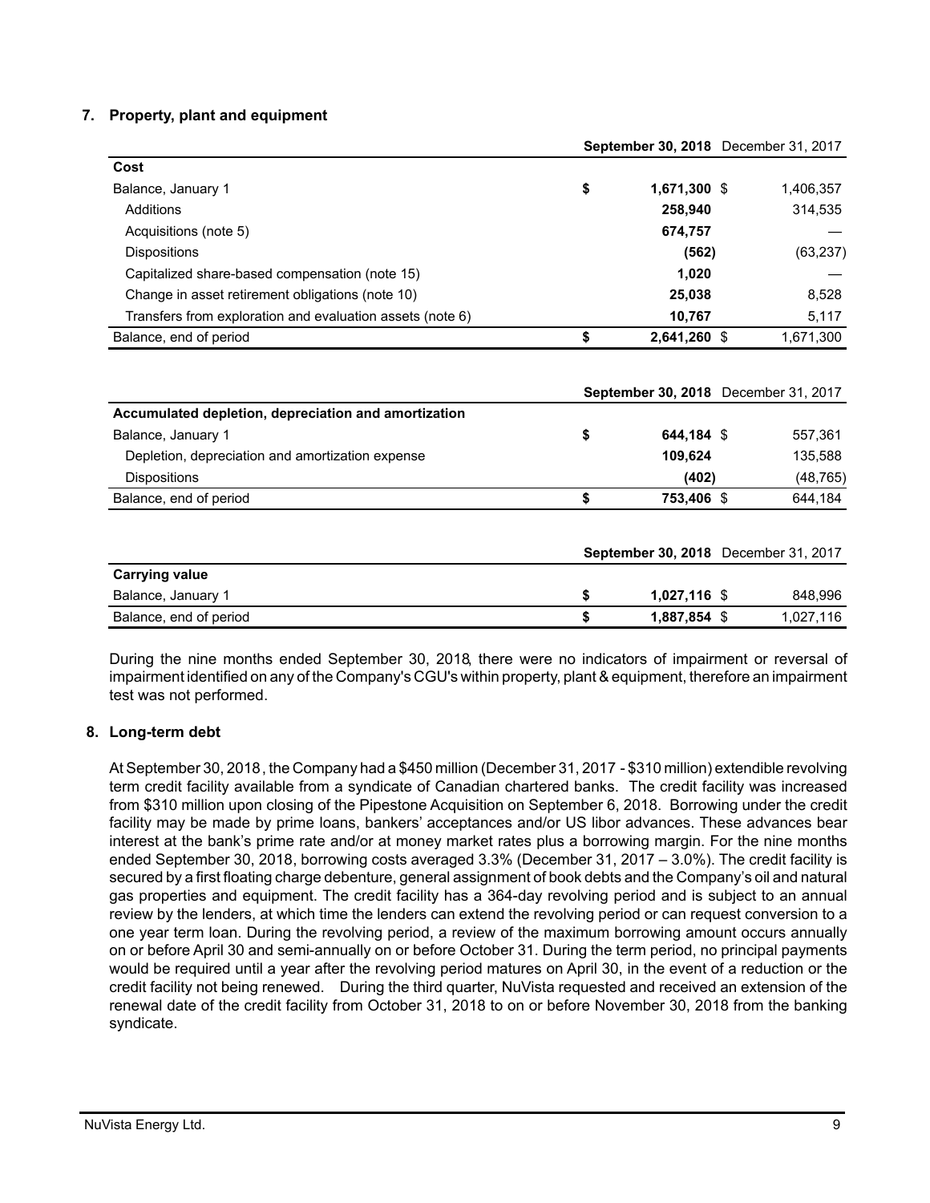## 7. Property, plant and equipment

| | September 30, 2018 | December 31, 2017 |
|---|---|---|
| **Cost** | | |
| Balance, January 1 | $ 1,671,300 | $ 1,406,357 |
| Additions | 258,940 | 314,535 |
| Acquisitions (note 5) | 674,757 | — |
| Dispositions | (562) | (63,237) |
| Capitalized share-based compensation (note 15) | 1,020 | — |
| Change in asset retirement obligations (note 10) | 25,038 | 8,528 |
| Transfers from exploration and evaluation assets (note 6) | 10,767 | 5,117 |
| Balance, end of period | $ 2,641,260 | $ 1,671,300 |

| | September 30, 2018 | December 31, 2017 |
|---|---|---|
| **Accumulated depletion, depreciation and amortization** | | |
| Balance, January 1 | $ 644,184 | $ 557,361 |
| Depletion, depreciation and amortization expense | 109,624 | 135,588 |
| Dispositions | (402) | (48,765) |
| Balance, end of period | $ 753,406 | $ 644,184 |

| | September 30, 2018 | December 31, 2017 |
|---|---|---|
| **Carrying value** | | |
| Balance, January 1 | $ 1,027,116 | $ 848,996 |
| Balance, end of period | $ 1,887,854 | $ 1,027,116 |

During the nine months ended September 30, 2018, there were no indicators of impairment or reversal of impairment identified on any of the Company's CGU's within property, plant & equipment, therefore an impairment test was not performed.

## 8. Long-term debt

At September 30, 2018, the Company had a $450 million (December 31, 2017 - $310 million) extendible revolving term credit facility available from a syndicate of Canadian chartered banks. The credit facility was increased from $310 million upon closing of the Pipestone Acquisition on September 6, 2018. Borrowing under the credit facility may be made by prime loans, bankers' acceptances and/or US libor advances. These advances bear interest at the bank's prime rate and/or at money market rates plus a borrowing margin. For the nine months ended September 30, 2018, borrowing costs averaged 3.3% (December 31, 2017 – 3.0%). The credit facility is secured by a first floating charge debenture, general assignment of book debts and the Company's oil and natural gas properties and equipment. The credit facility has a 364-day revolving period and is subject to an annual review by the lenders, at which time the lenders can extend the revolving period or can request conversion to a one year term loan. During the revolving period, a review of the maximum borrowing amount occurs annually on or before April 30 and semi-annually on or before October 31. During the term period, no principal payments would be required until a year after the revolving period matures on April 30, in the event of a reduction or the credit facility not being renewed. During the third quarter, NuVista requested and received an extension of the renewal date of the credit facility from October 31, 2018 to on or before November 30, 2018 from the banking syndicate.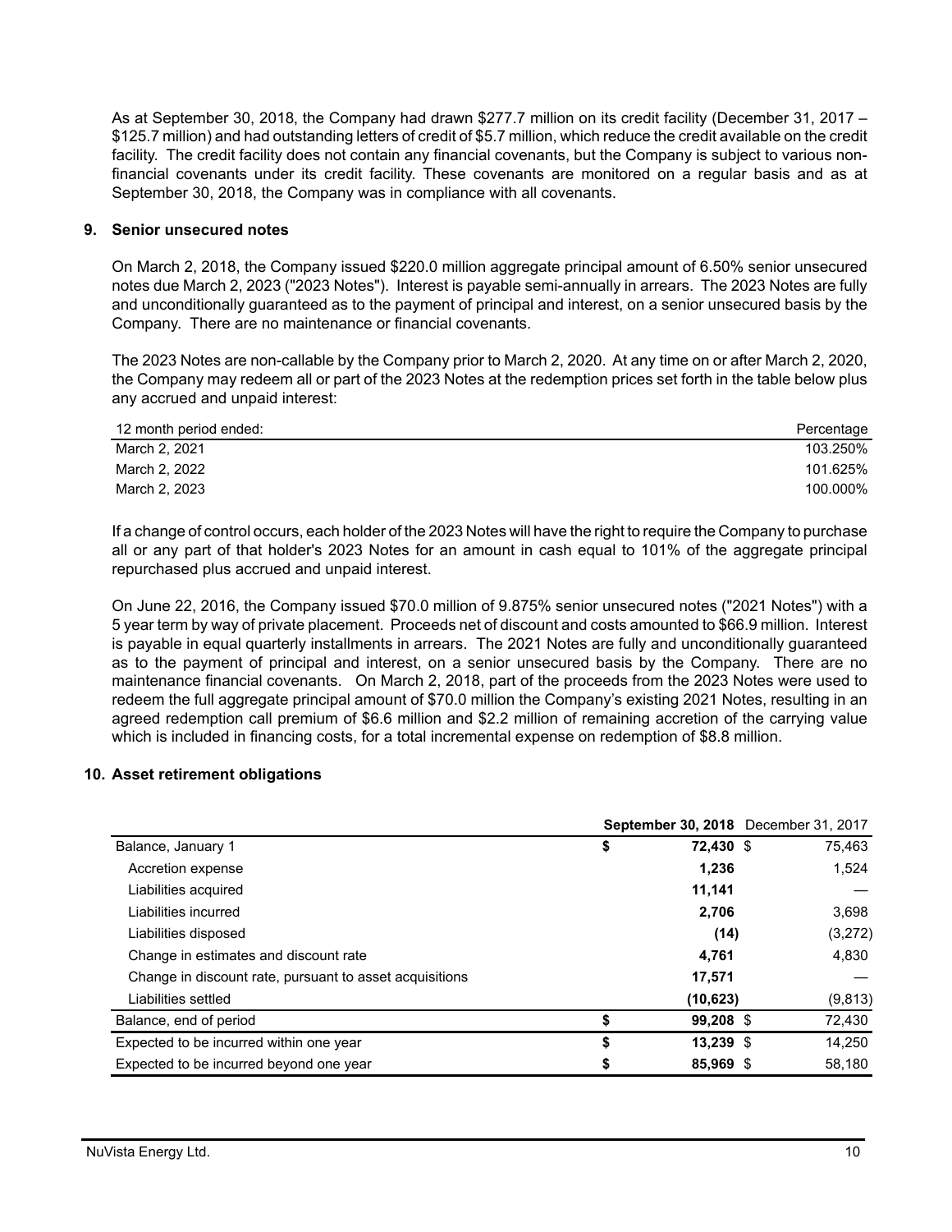As at September 30, 2018, the Company had drawn $277.7 million on its credit facility (December 31, 2017 – $125.7 million) and had outstanding letters of credit of $5.7 million, which reduce the credit available on the credit facility. The credit facility does not contain any financial covenants, but the Company is subject to various non-financial covenants under its credit facility. These covenants are monitored on a regular basis and as at September 30, 2018, the Company was in compliance with all covenants.

## 9. Senior unsecured notes

On March 2, 2018, the Company issued $220.0 million aggregate principal amount of 6.50% senior unsecured notes due March 2, 2023 ("2023 Notes"). Interest is payable semi-annually in arrears. The 2023 Notes are fully and unconditionally guaranteed as to the payment of principal and interest, on a senior unsecured basis by the Company. There are no maintenance or financial covenants.

The 2023 Notes are non-callable by the Company prior to March 2, 2020. At any time on or after March 2, 2020, the Company may redeem all or part of the 2023 Notes at the redemption prices set forth in the table below plus any accrued and unpaid interest:

| 12 month period ended: | Percentage |
|---|---|
| March 2, 2021 | 103.250% |
| March 2, 2022 | 101.625% |
| March 2, 2023 | 100.000% |

If a change of control occurs, each holder of the 2023 Notes will have the right to require the Company to purchase all or any part of that holder's 2023 Notes for an amount in cash equal to 101% of the aggregate principal repurchased plus accrued and unpaid interest.

On June 22, 2016, the Company issued $70.0 million of 9.875% senior unsecured notes ("2021 Notes") with a 5 year term by way of private placement. Proceeds net of discount and costs amounted to $66.9 million. Interest is payable in equal quarterly installments in arrears. The 2021 Notes are fully and unconditionally guaranteed as to the payment of principal and interest, on a senior unsecured basis by the Company. There are no maintenance financial covenants. On March 2, 2018, part of the proceeds from the 2023 Notes were used to redeem the full aggregate principal amount of $70.0 million the Company's existing 2021 Notes, resulting in an agreed redemption call premium of $6.6 million and $2.2 million of remaining accretion of the carrying value which is included in financing costs, for a total incremental expense on redemption of $8.8 million.

## 10. Asset retirement obligations

| | **September 30, 2018** | December 31, 2017 |
|---|---|---|
| Balance, January 1 | **$ 72,430** | $ 75,463 |
| Accretion expense | **1,236** | 1,524 |
| Liabilities acquired | **11,141** | — |
| Liabilities incurred | **2,706** | 3,698 |
| Liabilities disposed | **(14)** | (3,272) |
| Change in estimates and discount rate | **4,761** | 4,830 |
| Change in discount rate, pursuant to asset acquisitions | **17,571** | — |
| Liabilities settled | **(10,623)** | (9,813) |
| Balance, end of period | **$ 99,208** | $ 72,430 |
| Expected to be incurred within one year | **$ 13,239** | $ 14,250 |
| Expected to be incurred beyond one year | **$ 85,969** | $ 58,180 |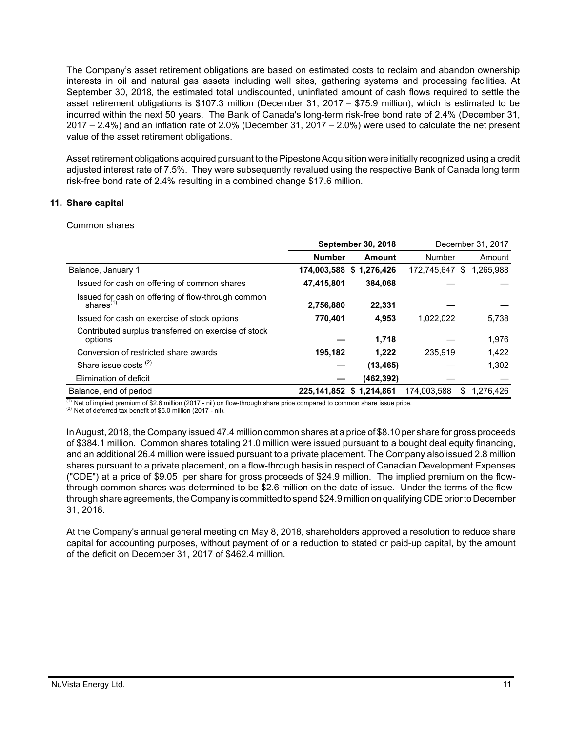The Company's asset retirement obligations are based on estimated costs to reclaim and abandon ownership interests in oil and natural gas assets including well sites, gathering systems and processing facilities. At September 30, 2018, the estimated total undiscounted, uninflated amount of cash flows required to settle the asset retirement obligations is $107.3 million (December 31, 2017 – $75.9 million), which is estimated to be incurred within the next 50 years. The Bank of Canada's long-term risk-free bond rate of 2.4% (December 31, 2017 – 2.4%) and an inflation rate of 2.0% (December 31, 2017 – 2.0%) were used to calculate the net present value of the asset retirement obligations.

Asset retirement obligations acquired pursuant to the Pipestone Acquisition were initially recognized using a credit adjusted interest rate of 7.5%. They were subsequently revalued using the respective Bank of Canada long term risk-free bond rate of 2.4% resulting in a combined change $17.6 million.

## 11. Share capital

Common shares

| | **September 30, 2018** | | December 31, 2017 | |
|---|---|---|---|---|
| | **Number** | **Amount** | Number | Amount |
| Balance, January 1 | **174,003,588** | **$ 1,276,426** | 172,745,647 | $ 1,265,988 |
| Issued for cash on offering of common shares | **47,415,801** | **384,068** | — | — |
| Issued for cash on offering of flow-through common shares[1] | **2,756,880** | **22,331** | — | — |
| Issued for cash on exercise of stock options | **770,401** | **4,953** | 1,022,022 | 5,738 |
| Contributed surplus transferred on exercise of stock options | **—** | **1,718** | — | 1,976 |
| Conversion of restricted share awards | **195,182** | **1,222** | 235,919 | 1,422 |
| Share issue costs [2] | **—** | **(13,465)** | — | 1,302 |
| Elimination of deficit | **—** | **(462,392)** | — | — |
| Balance, end of period | **225,141,852** | **$ 1,214,861** | 174,003,588 | $ 1,276,426 |

[1] Net of implied premium of $2.6 million (2017 - nil) on flow-through share price compared to common share issue price.
[2] Net of deferred tax benefit of $5.0 million (2017 - nil).

In August, 2018, the Company issued 47.4 million common shares at a price of $8.10 per share for gross proceeds of $384.1 million. Common shares totaling 21.0 million were issued pursuant to a bought deal equity financing, and an additional 26.4 million were issued pursuant to a private placement. The Company also issued 2.8 million shares pursuant to a private placement, on a flow-through basis in respect of Canadian Development Expenses ("CDE") at a price of $9.05 per share for gross proceeds of $24.9 million. The implied premium on the flow-through common shares was determined to be $2.6 million on the date of issue. Under the terms of the flow-through share agreements, the Company is committed to spend $24.9 million on qualifying CDE prior to December 31, 2018.

At the Company's annual general meeting on May 8, 2018, shareholders approved a resolution to reduce share capital for accounting purposes, without payment of or a reduction to stated or paid-up capital, by the amount of the deficit on December 31, 2017 of $462.4 million.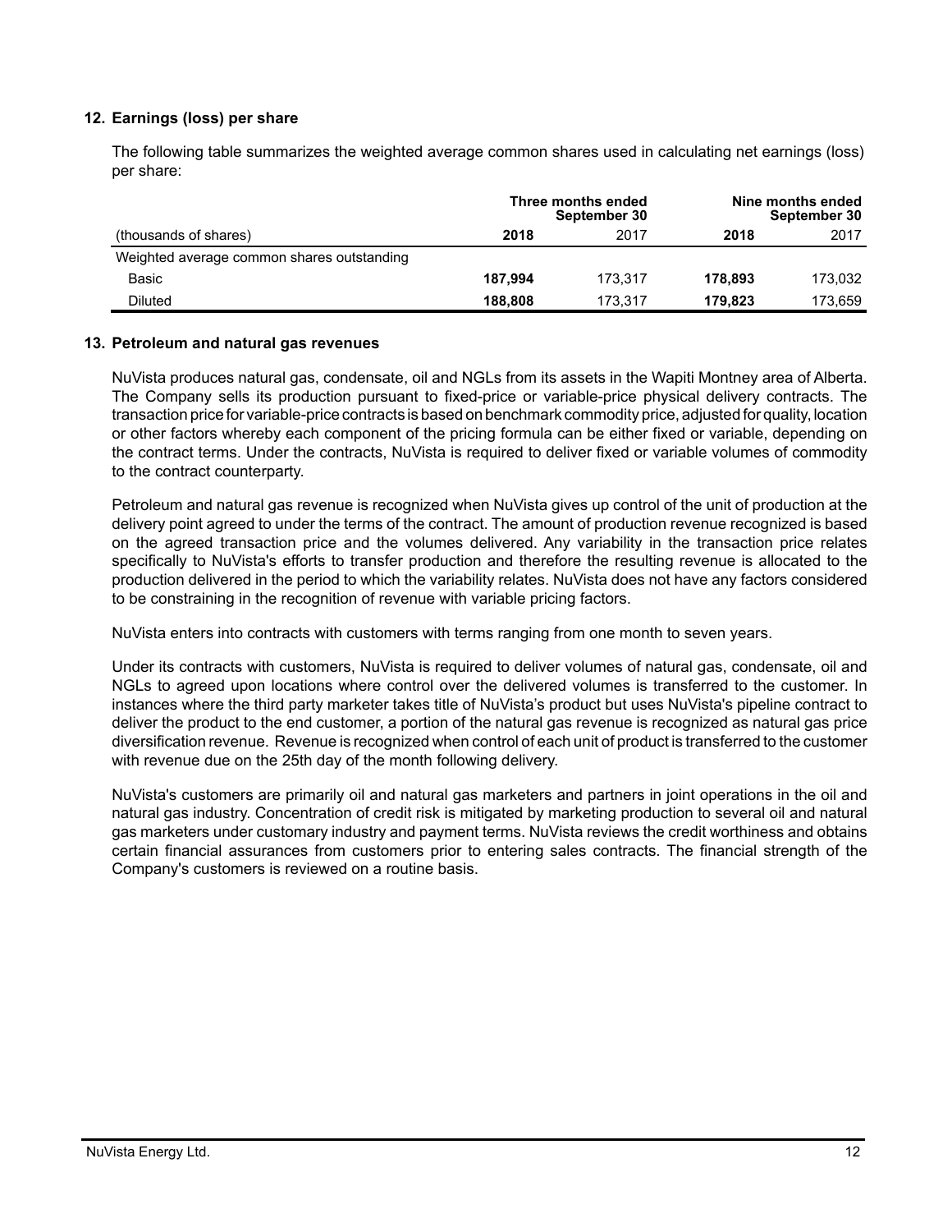## 12. Earnings (loss) per share

The following table summarizes the weighted average common shares used in calculating net earnings (loss) per share:

| | Three months ended September 30 | | Nine months ended September 30 | |
|---|---|---|---|---|
| (thousands of shares) | **2018** | 2017 | **2018** | 2017 |
| Weighted average common shares outstanding | | | | |
| Basic | **187,994** | 173,317 | **178,893** | 173,032 |
| Diluted | **188,808** | 173,317 | **179,823** | 173,659 |

## 13. Petroleum and natural gas revenues

NuVista produces natural gas, condensate, oil and NGLs from its assets in the Wapiti Montney area of Alberta. The Company sells its production pursuant to fixed-price or variable-price physical delivery contracts. The transaction price for variable-price contracts is based on benchmark commodity price, adjusted for quality, location or other factors whereby each component of the pricing formula can be either fixed or variable, depending on the contract terms. Under the contracts, NuVista is required to deliver fixed or variable volumes of commodity to the contract counterparty.

Petroleum and natural gas revenue is recognized when NuVista gives up control of the unit of production at the delivery point agreed to under the terms of the contract. The amount of production revenue recognized is based on the agreed transaction price and the volumes delivered. Any variability in the transaction price relates specifically to NuVista's efforts to transfer production and therefore the resulting revenue is allocated to the production delivered in the period to which the variability relates. NuVista does not have any factors considered to be constraining in the recognition of revenue with variable pricing factors.

NuVista enters into contracts with customers with terms ranging from one month to seven years.

Under its contracts with customers, NuVista is required to deliver volumes of natural gas, condensate, oil and NGLs to agreed upon locations where control over the delivered volumes is transferred to the customer. In instances where the third party marketer takes title of NuVista's product but uses NuVista's pipeline contract to deliver the product to the end customer, a portion of the natural gas revenue is recognized as natural gas price diversification revenue. Revenue is recognized when control of each unit of product is transferred to the customer with revenue due on the 25th day of the month following delivery.

NuVista's customers are primarily oil and natural gas marketers and partners in joint operations in the oil and natural gas industry. Concentration of credit risk is mitigated by marketing production to several oil and natural gas marketers under customary industry and payment terms. NuVista reviews the credit worthiness and obtains certain financial assurances from customers prior to entering sales contracts. The financial strength of the Company's customers is reviewed on a routine basis.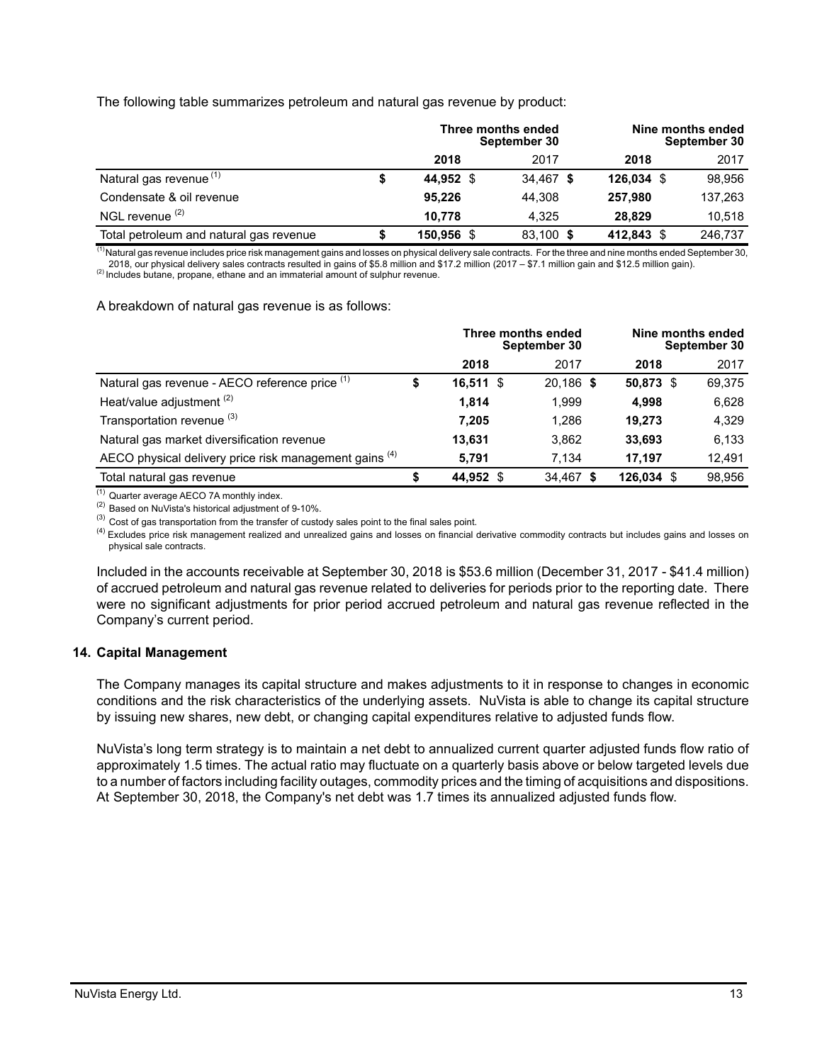The following table summarizes petroleum and natural gas revenue by product:

| | Three months ended September 30 | | Nine months ended September 30 | |
|---|---|---|---|---|
| | **2018** | 2017 | **2018** | 2017 |
| Natural gas revenue [(1)] | **$ 44,952** | $ 34,467 | **$ 126,034** | $ 98,956 |
| Condensate & oil revenue | **95,226** | 44,308 | **257,980** | 137,263 |
| NGL revenue [(2)] | **10,778** | 4,325 | **28,829** | 10,518 |
| Total petroleum and natural gas revenue | **$ 150,956** | $ 83,100 | **$ 412,843** | $ 246,737 |

[(1)] Natural gas revenue includes price risk management gains and losses on physical delivery sale contracts. For the three and nine months ended September 30, 2018, our physical delivery sales contracts resulted in gains of $5.8 million and $17.2 million (2017 – $7.1 million gain and $12.5 million gain).
[(2)] Includes butane, propane, ethane and an immaterial amount of sulphur revenue.

A breakdown of natural gas revenue is as follows:

| | Three months ended September 30 | | Nine months ended September 30 | |
|---|---|---|---|---|
| | **2018** | 2017 | **2018** | 2017 |
| Natural gas revenue - AECO reference price [(1)] | **$ 16,511** | $ 20,186 | **$ 50,873** | $ 69,375 |
| Heat/value adjustment [(2)] | **1,814** | 1,999 | **4,998** | 6,628 |
| Transportation revenue [(3)] | **7,205** | 1,286 | **19,273** | 4,329 |
| Natural gas market diversification revenue | **13,631** | 3,862 | **33,693** | 6,133 |
| AECO physical delivery price risk management gains [(4)] | **5,791** | 7,134 | **17,197** | 12,491 |
| Total natural gas revenue | **$ 44,952** | $ 34,467 | **$ 126,034** | $ 98,956 |

[(1)] Quarter average AECO 7A monthly index.
[(2)] Based on NuVista's historical adjustment of 9-10%.
[(3)] Cost of gas transportation from the transfer of custody sales point to the final sales point.
[(4)] Excludes price risk management realized and unrealized gains and losses on financial derivative commodity contracts but includes gains and losses on physical sale contracts.

Included in the accounts receivable at September 30, 2018 is $53.6 million (December 31, 2017 - $41.4 million) of accrued petroleum and natural gas revenue related to deliveries for periods prior to the reporting date. There were no significant adjustments for prior period accrued petroleum and natural gas revenue reflected in the Company's current period.

## 14. Capital Management

The Company manages its capital structure and makes adjustments to it in response to changes in economic conditions and the risk characteristics of the underlying assets. NuVista is able to change its capital structure by issuing new shares, new debt, or changing capital expenditures relative to adjusted funds flow.

NuVista's long term strategy is to maintain a net debt to annualized current quarter adjusted funds flow ratio of approximately 1.5 times. The actual ratio may fluctuate on a quarterly basis above or below targeted levels due to a number of factors including facility outages, commodity prices and the timing of acquisitions and dispositions. At September 30, 2018, the Company's net debt was 1.7 times its annualized adjusted funds flow.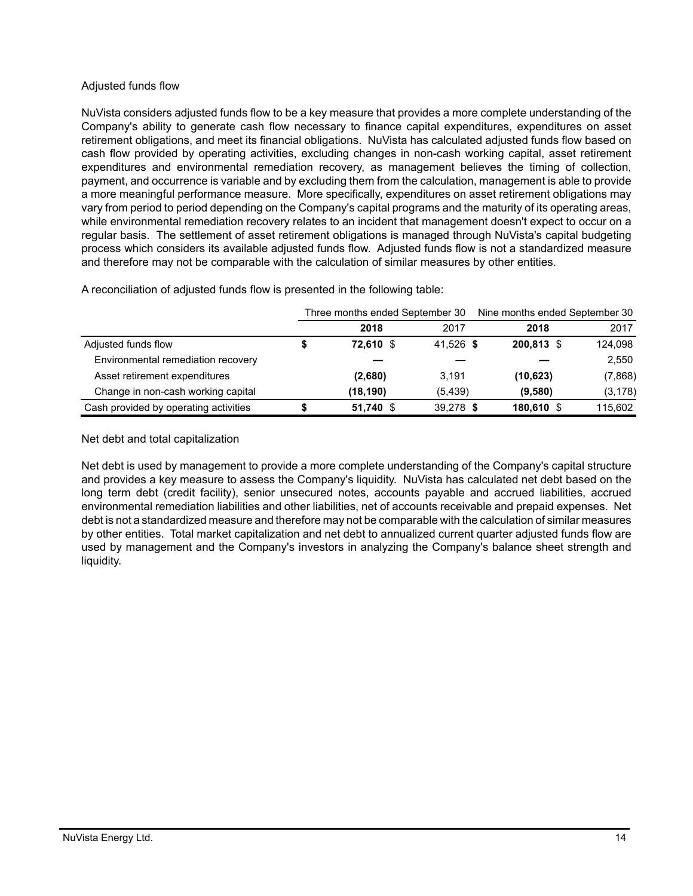### Adjusted funds flow

NuVista considers adjusted funds flow to be a key measure that provides a more complete understanding of the Company's ability to generate cash flow necessary to finance capital expenditures, expenditures on asset retirement obligations, and meet its financial obligations. NuVista has calculated adjusted funds flow based on cash flow provided by operating activities, excluding changes in non-cash working capital, asset retirement expenditures and environmental remediation recovery, as management believes the timing of collection, payment, and occurrence is variable and by excluding them from the calculation, management is able to provide a more meaningful performance measure. More specifically, expenditures on asset retirement obligations may vary from period to period depending on the Company's capital programs and the maturity of its operating areas, while environmental remediation recovery relates to an incident that management doesn't expect to occur on a regular basis. The settlement of asset retirement obligations is managed through NuVista's capital budgeting process which considers its available adjusted funds flow. Adjusted funds flow is not a standardized measure and therefore may not be comparable with the calculation of similar measures by other entities.

A reconciliation of adjusted funds flow is presented in the following table:

| | Three months ended September 30 | | Nine months ended September 30 | |
|---|---|---|---|---|
| | **2018** | 2017 | **2018** | 2017 |
| Adjusted funds flow | **$ 72,610** | $ 41,526 | **$ 200,813** | $ 124,098 |
| Environmental remediation recovery | **—** | — | **—** | 2,550 |
| Asset retirement expenditures | **(2,680)** | 3,191 | **(10,623)** | (7,868) |
| Change in non-cash working capital | **(18,190)** | (5,439) | **(9,580)** | (3,178) |
| Cash provided by operating activities | **$ 51,740** | $ 39,278 | **$ 180,610** | $ 115,602 |

### Net debt and total capitalization

Net debt is used by management to provide a more complete understanding of the Company's capital structure and provides a key measure to assess the Company's liquidity. NuVista has calculated net debt based on the long term debt (credit facility), senior unsecured notes, accounts payable and accrued liabilities, accrued environmental remediation liabilities and other liabilities, net of accounts receivable and prepaid expenses. Net debt is not a standardized measure and therefore may not be comparable with the calculation of similar measures by other entities. Total market capitalization and net debt to annualized current quarter adjusted funds flow are used by management and the Company's investors in analyzing the Company's balance sheet strength and liquidity.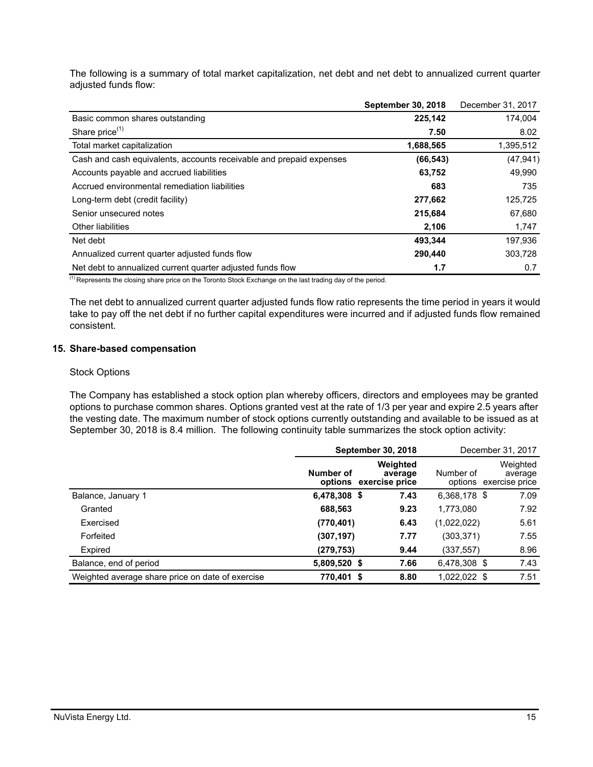The following is a summary of total market capitalization, net debt and net debt to annualized current quarter adjusted funds flow:

| | **September 30, 2018** | December 31, 2017 |
|---|---|---|
| Basic common shares outstanding | **225,142** | 174,004 |
| Share price[(1)] | **7.50** | 8.02 |
| Total market capitalization | **1,688,565** | 1,395,512 |
| Cash and cash equivalents, accounts receivable and prepaid expenses | **(66,543)** | (47,941) |
| Accounts payable and accrued liabilities | **63,752** | 49,990 |
| Accrued environmental remediation liabilities | **683** | 735 |
| Long-term debt (credit facility) | **277,662** | 125,725 |
| Senior unsecured notes | **215,684** | 67,680 |
| Other liabilities | **2,106** | 1,747 |
| Net debt | **493,344** | 197,936 |
| Annualized current quarter adjusted funds flow | **290,440** | 303,728 |
| Net debt to annualized current quarter adjusted funds flow | **1.7** | 0.7 |

(1) Represents the closing share price on the Toronto Stock Exchange on the last trading day of the period.

The net debt to annualized current quarter adjusted funds flow ratio represents the time period in years it would take to pay off the net debt if no further capital expenditures were incurred and if adjusted funds flow remained consistent.

### 15. Share-based compensation

Stock Options

The Company has established a stock option plan whereby officers, directors and employees may be granted options to purchase common shares. Options granted vest at the rate of 1/3 per year and expire 2.5 years after the vesting date. The maximum number of stock options currently outstanding and available to be issued as at September 30, 2018 is 8.4 million. The following continuity table summarizes the stock option activity:

| | **September 30, 2018** | | December 31, 2017 | |
|---|---|---|---|---|
| | **Number of options** | **Weighted average exercise price** | Number of options | Weighted average exercise price |
| Balance, January 1 | **6,478,308** | **$ 7.43** | 6,368,178 | $ 7.09 |
| Granted | **688,563** | **9.23** | 1,773,080 | 7.92 |
| Exercised | **(770,401)** | **6.43** | (1,022,022) | 5.61 |
| Forfeited | **(307,197)** | **7.77** | (303,371) | 7.55 |
| Expired | **(279,753)** | **9.44** | (337,557) | 8.96 |
| Balance, end of period | **5,809,520** | **$ 7.66** | 6,478,308 | $ 7.43 |
| Weighted average share price on date of exercise | **770,401** | **$ 8.80** | 1,022,022 | $ 7.51 |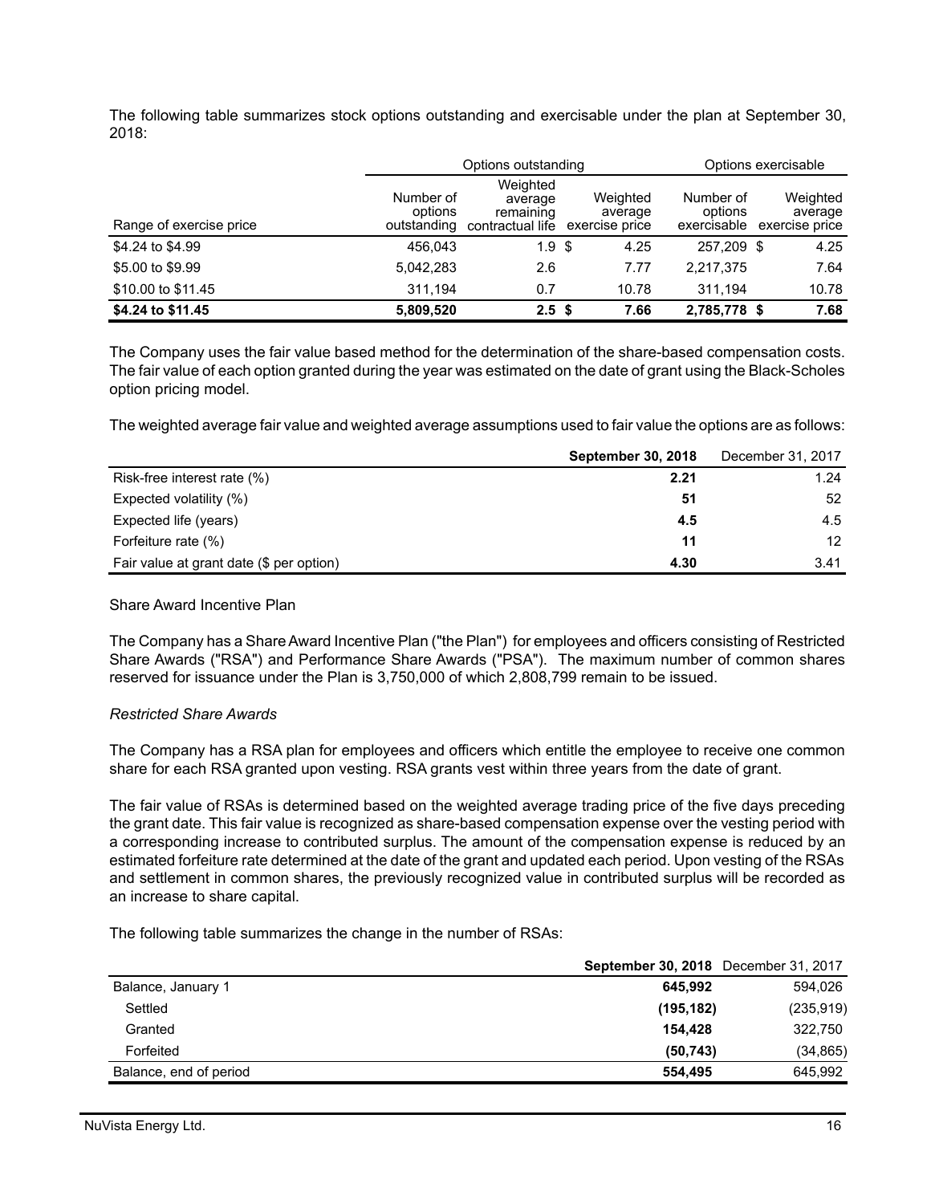The following table summarizes stock options outstanding and exercisable under the plan at September 30, 2018:

| | Options outstanding | | | Options exercisable | |
|---|---|---|---|---|---|
| Range of exercise price | Number of options outstanding | Weighted average remaining contractual life | Weighted average exercise price | Number of options exercisable | Weighted average exercise price |
| $4.24 to $4.99 | 456,043 | 1.9 | $ 4.25 | 257,209 | $ 4.25 |
| $5.00 to $9.99 | 5,042,283 | 2.6 | 7.77 | 2,217,375 | 7.64 |
| $10.00 to $11.45 | 311,194 | 0.7 | 10.78 | 311,194 | 10.78 |
| **$4.24 to $11.45** | **5,809,520** | **2.5** | **$ 7.66** | **2,785,778** | **$ 7.68** |

The Company uses the fair value based method for the determination of the share-based compensation costs. The fair value of each option granted during the year was estimated on the date of grant using the Black-Scholes option pricing model.

The weighted average fair value and weighted average assumptions used to fair value the options are as follows:

| | September 30, 2018 | December 31, 2017 |
|---|---|---|
| Risk-free interest rate (%) | **2.21** | 1.24 |
| Expected volatility (%) | **51** | 52 |
| Expected life (years) | **4.5** | 4.5 |
| Forfeiture rate (%) | **11** | 12 |
| Fair value at grant date ($ per option) | **4.30** | 3.41 |

Share Award Incentive Plan

The Company has a Share Award Incentive Plan ("the Plan") for employees and officers consisting of Restricted Share Awards ("RSA") and Performance Share Awards ("PSA"). The maximum number of common shares reserved for issuance under the Plan is 3,750,000 of which 2,808,799 remain to be issued.

*Restricted Share Awards*

The Company has a RSA plan for employees and officers which entitle the employee to receive one common share for each RSA granted upon vesting. RSA grants vest within three years from the date of grant.

The fair value of RSAs is determined based on the weighted average trading price of the five days preceding the grant date. This fair value is recognized as share-based compensation expense over the vesting period with a corresponding increase to contributed surplus. The amount of the compensation expense is reduced by an estimated forfeiture rate determined at the date of the grant and updated each period. Upon vesting of the RSAs and settlement in common shares, the previously recognized value in contributed surplus will be recorded as an increase to share capital.

The following table summarizes the change in the number of RSAs:

| | September 30, 2018 | December 31, 2017 |
|---|---|---|
| Balance, January 1 | **645,992** | 594,026 |
| Settled | **(195,182)** | (235,919) |
| Granted | **154,428** | 322,750 |
| Forfeited | **(50,743)** | (34,865) |
| Balance, end of period | **554,495** | 645,992 |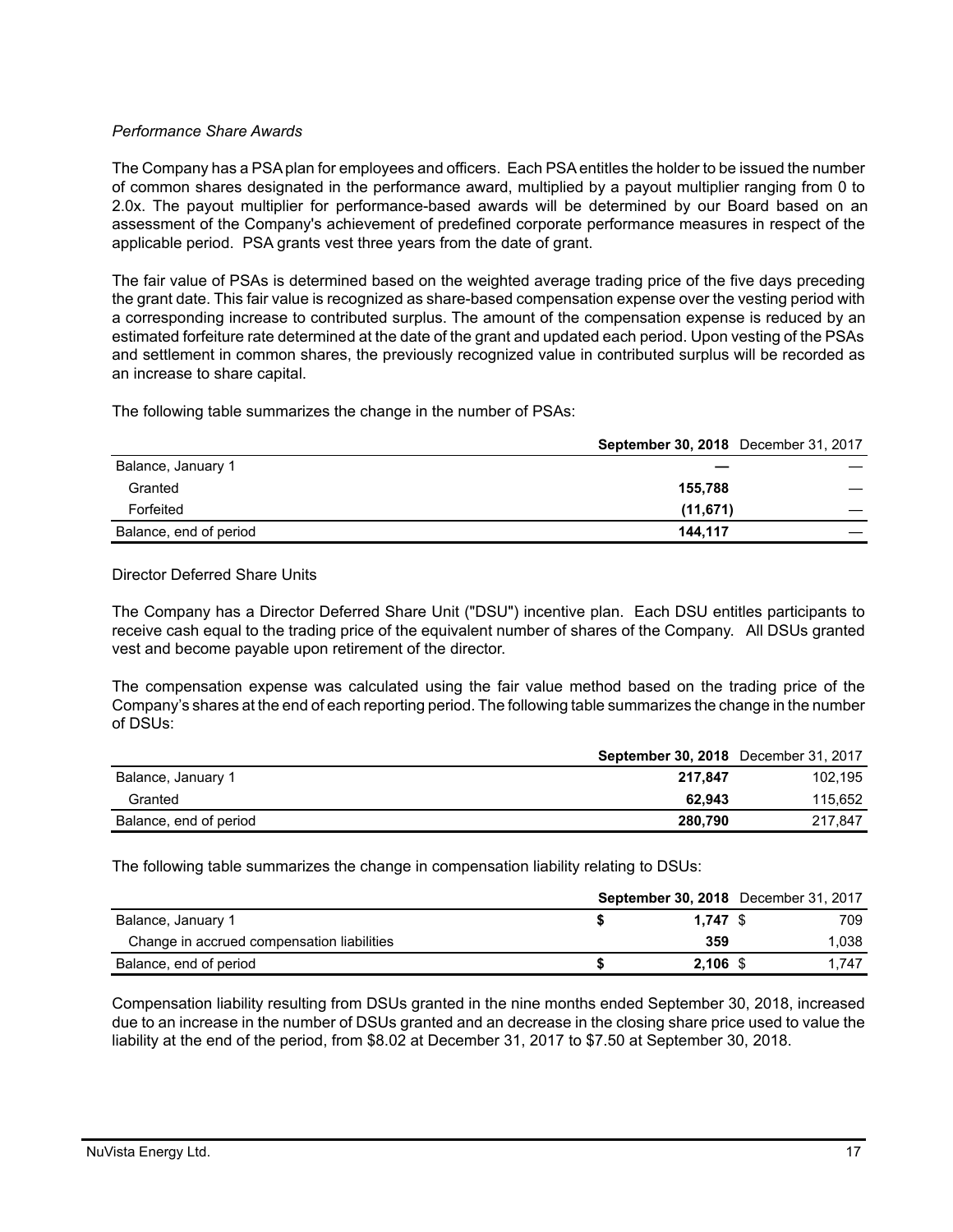*Performance Share Awards*

The Company has a PSA plan for employees and officers. Each PSA entitles the holder to be issued the number of common shares designated in the performance award, multiplied by a payout multiplier ranging from 0 to 2.0x. The payout multiplier for performance-based awards will be determined by our Board based on an assessment of the Company's achievement of predefined corporate performance measures in respect of the applicable period. PSA grants vest three years from the date of grant.

The fair value of PSAs is determined based on the weighted average trading price of the five days preceding the grant date. This fair value is recognized as share-based compensation expense over the vesting period with a corresponding increase to contributed surplus. The amount of the compensation expense is reduced by an estimated forfeiture rate determined at the date of the grant and updated each period. Upon vesting of the PSAs and settlement in common shares, the previously recognized value in contributed surplus will be recorded as an increase to share capital.

The following table summarizes the change in the number of PSAs:

| | **September 30, 2018** | December 31, 2017 |
|---|---|---|
| Balance, January 1 | **—** | — |
| Granted | **155,788** | — |
| Forfeited | **(11,671)** | — |
| Balance, end of period | **144,117** | — |

Director Deferred Share Units

The Company has a Director Deferred Share Unit ("DSU") incentive plan. Each DSU entitles participants to receive cash equal to the trading price of the equivalent number of shares of the Company. All DSUs granted vest and become payable upon retirement of the director.

The compensation expense was calculated using the fair value method based on the trading price of the Company's shares at the end of each reporting period. The following table summarizes the change in the number of DSUs:

| | **September 30, 2018** | December 31, 2017 |
|---|---|---|
| Balance, January 1 | **217,847** | 102,195 |
| Granted | **62,943** | 115,652 |
| Balance, end of period | **280,790** | 217,847 |

The following table summarizes the change in compensation liability relating to DSUs:

| | **September 30, 2018** | December 31, 2017 |
|---|---|---|
| Balance, January 1 | **$ 1,747** | $ 709 |
| Change in accrued compensation liabilities | **359** | 1,038 |
| Balance, end of period | **$ 2,106** | $ 1,747 |

Compensation liability resulting from DSUs granted in the nine months ended September 30, 2018, increased due to an increase in the number of DSUs granted and an decrease in the closing share price used to value the liability at the end of the period, from $8.02 at December 31, 2017 to $7.50 at September 30, 2018.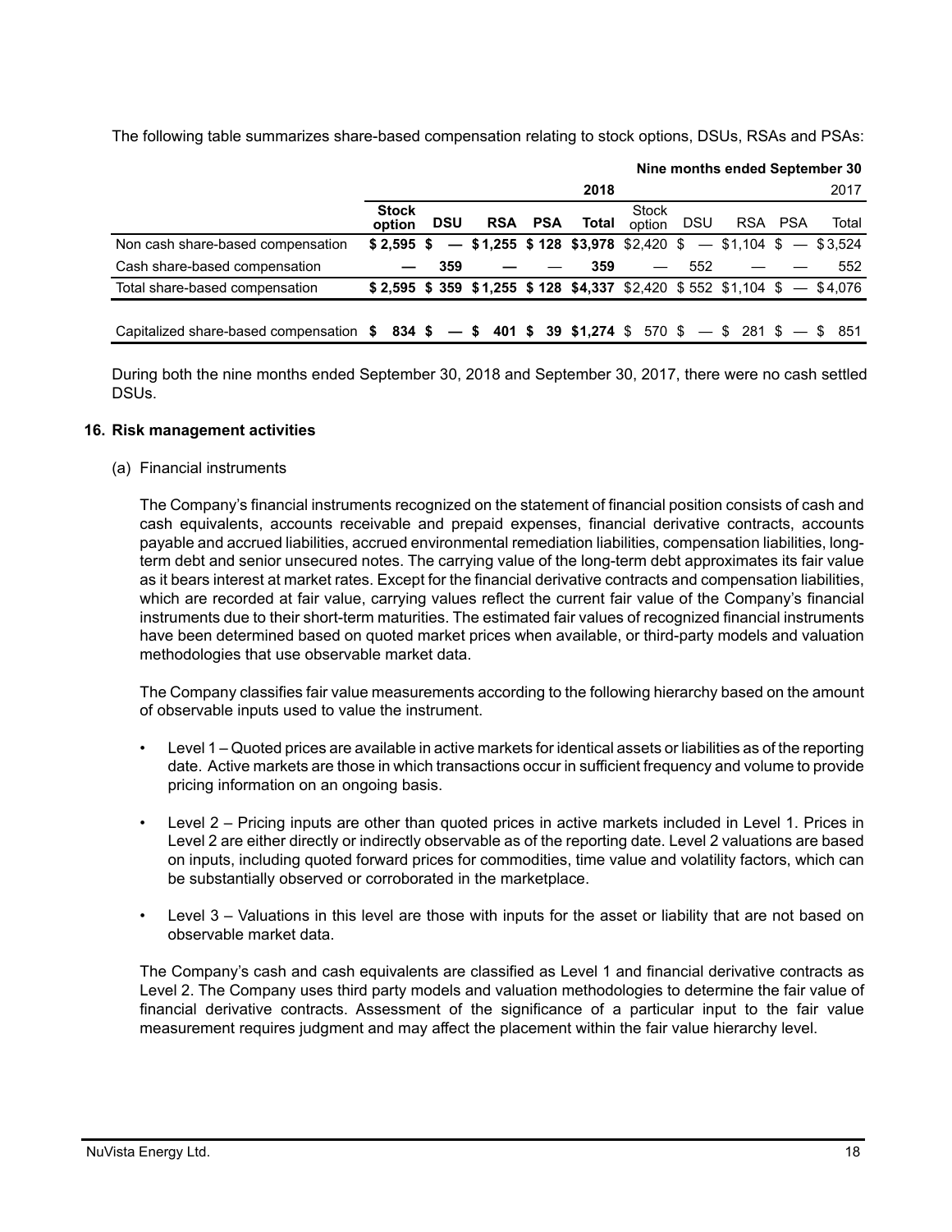The following table summarizes share-based compensation relating to stock options, DSUs, RSAs and PSAs:

| | Nine months ended September 30 | | | | | | | | | |
|---|---|---|---|---|---|---|---|---|---|---|
| | | | | | **2018** | | | | | 2017 |
| | **Stock option** | **DSU** | **RSA** | **PSA** | **Total** | Stock option | DSU | RSA | PSA | Total |
| Non cash share-based compensation | **$ 2,595** | **$ —** | **$ 1,255** | **$ 128** | **$ 3,978** | $ 2,420 | $ — | $ 1,104 | $ — | $ 3,524 |
| Cash share-based compensation | **—** | **359** | **—** | **—** | **359** | — | 552 | — | — | 552 |
| Total share-based compensation | **$ 2,595** | **$ 359** | **$ 1,255** | **$ 128** | **$ 4,337** | $ 2,420 | $ 552 | $ 1,104 | $ — | $ 4,076 |
| Capitalized share-based compensation | **$ 834** | **$ —** | **$ 401** | **$ 39** | **$ 1,274** | $ 570 | $ — | $ 281 | $ — | $ 851 |

During both the nine months ended September 30, 2018 and September 30, 2017, there were no cash settled DSUs.

## 16. Risk management activities

(a) Financial instruments

The Company's financial instruments recognized on the statement of financial position consists of cash and cash equivalents, accounts receivable and prepaid expenses, financial derivative contracts, accounts payable and accrued liabilities, accrued environmental remediation liabilities, compensation liabilities, long-term debt and senior unsecured notes. The carrying value of the long-term debt approximates its fair value as it bears interest at market rates. Except for the financial derivative contracts and compensation liabilities, which are recorded at fair value, carrying values reflect the current fair value of the Company's financial instruments due to their short-term maturities. The estimated fair values of recognized financial instruments have been determined based on quoted market prices when available, or third-party models and valuation methodologies that use observable market data.

The Company classifies fair value measurements according to the following hierarchy based on the amount of observable inputs used to value the instrument.

- Level 1 – Quoted prices are available in active markets for identical assets or liabilities as of the reporting date. Active markets are those in which transactions occur in sufficient frequency and volume to provide pricing information on an ongoing basis.
- Level 2 – Pricing inputs are other than quoted prices in active markets included in Level 1. Prices in Level 2 are either directly or indirectly observable as of the reporting date. Level 2 valuations are based on inputs, including quoted forward prices for commodities, time value and volatility factors, which can be substantially observed or corroborated in the marketplace.
- Level 3 – Valuations in this level are those with inputs for the asset or liability that are not based on observable market data.

The Company's cash and cash equivalents are classified as Level 1 and financial derivative contracts as Level 2. The Company uses third party models and valuation methodologies to determine the fair value of financial derivative contracts. Assessment of the significance of a particular input to the fair value measurement requires judgment and may affect the placement within the fair value hierarchy level.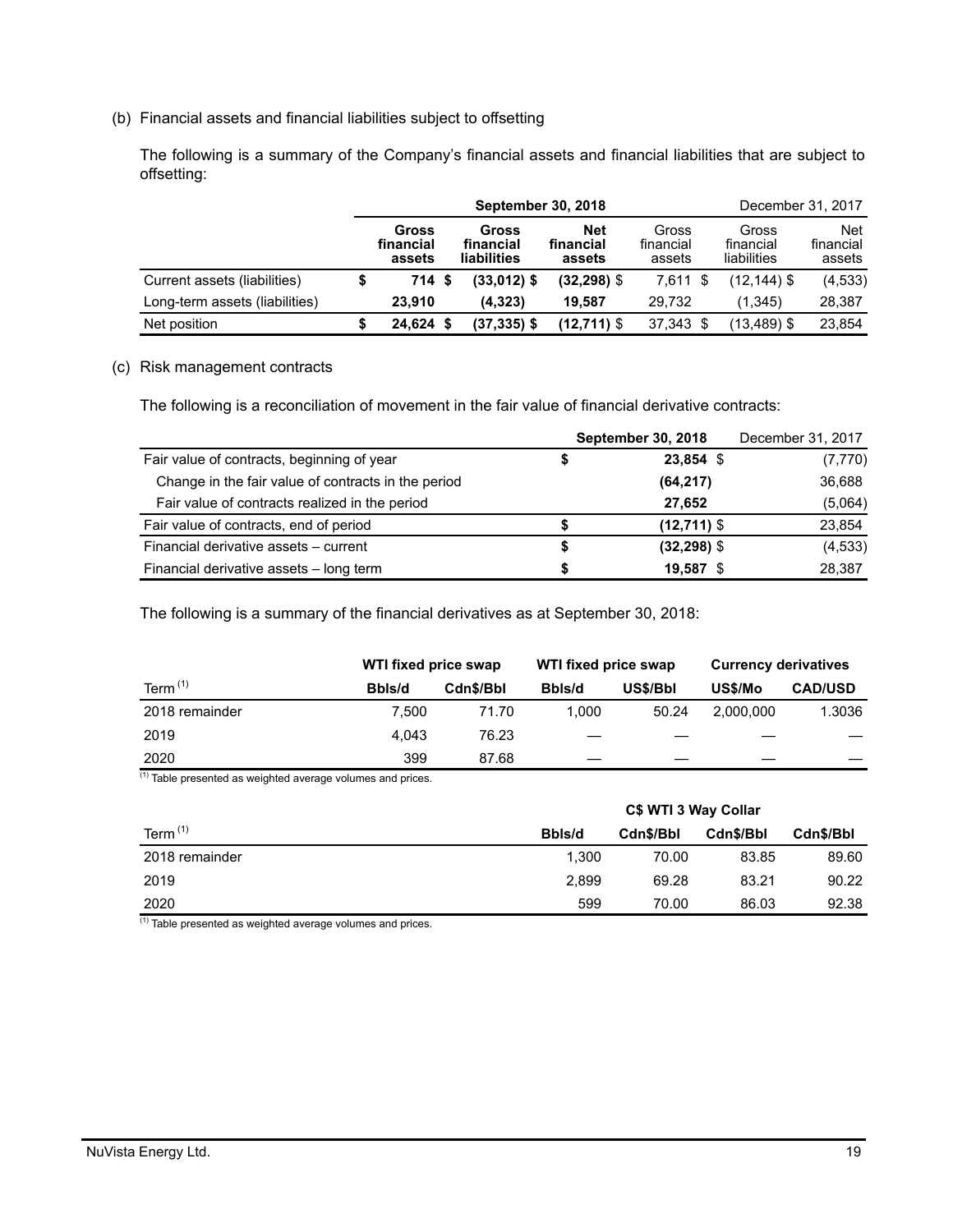(b) Financial assets and financial liabilities subject to offsetting

The following is a summary of the Company's financial assets and financial liabilities that are subject to offsetting:

| | **September 30, 2018** | | | December 31, 2017 | | |
|---|---|---|---|---|---|---|
| | **Gross financial assets** | **Gross financial liabilities** | **Net financial assets** | Gross financial assets | Gross financial liabilities | Net financial assets |
| Current assets (liabilities) | $ **714** | $ **(33,012)** | $ **(32,298)** | $ 7,611 | $ (12,144) | $ (4,533) |
| Long-term assets (liabilities) | **23,910** | **(4,323)** | **19,587** | 29,732 | (1,345) | 28,387 |
| Net position | $ **24,624** | $ **(37,335)** | $ **(12,711)** | $ 37,343 | $ (13,489) | $ 23,854 |

(c) Risk management contracts

The following is a reconciliation of movement in the fair value of financial derivative contracts:

| | **September 30, 2018** | December 31, 2017 |
|---|---|---|
| Fair value of contracts, beginning of year | $ **23,854** | $ (7,770) |
| Change in the fair value of contracts in the period | **(64,217)** | 36,688 |
| Fair value of contracts realized in the period | **27,652** | (5,064) |
| Fair value of contracts, end of period | $ **(12,711)** | $ 23,854 |
| Financial derivative assets – current | $ **(32,298)** | $ (4,533) |
| Financial derivative assets – long term | $ **19,587** | $ 28,387 |

The following is a summary of the financial derivatives as at September 30, 2018:

| | **WTI fixed price swap** | | **WTI fixed price swap** | | **Currency derivatives** | |
|---|---|---|---|---|---|---|
| Term [(1)] | **Bbls/d** | **Cdn$/Bbl** | **Bbls/d** | **US$/Bbl** | **US$/Mo** | **CAD/USD** |
| 2018 remainder | 7,500 | 71.70 | 1,000 | 50.24 | 2,000,000 | 1.3036 |
| 2019 | 4,043 | 76.23 | — | — | — | — |
| 2020 | 399 | 87.68 | — | — | — | — |

(1) Table presented as weighted average volumes and prices.

| | **C$ WTI 3 Way Collar** | | | |
|---|---|---|---|---|
| Term [(1)] | **Bbls/d** | **Cdn$/Bbl** | **Cdn$/Bbl** | **Cdn$/Bbl** |
| 2018 remainder | 1,300 | 70.00 | 83.85 | 89.60 |
| 2019 | 2,899 | 69.28 | 83.21 | 90.22 |
| 2020 | 599 | 70.00 | 86.03 | 92.38 |

(1) Table presented as weighted average volumes and prices.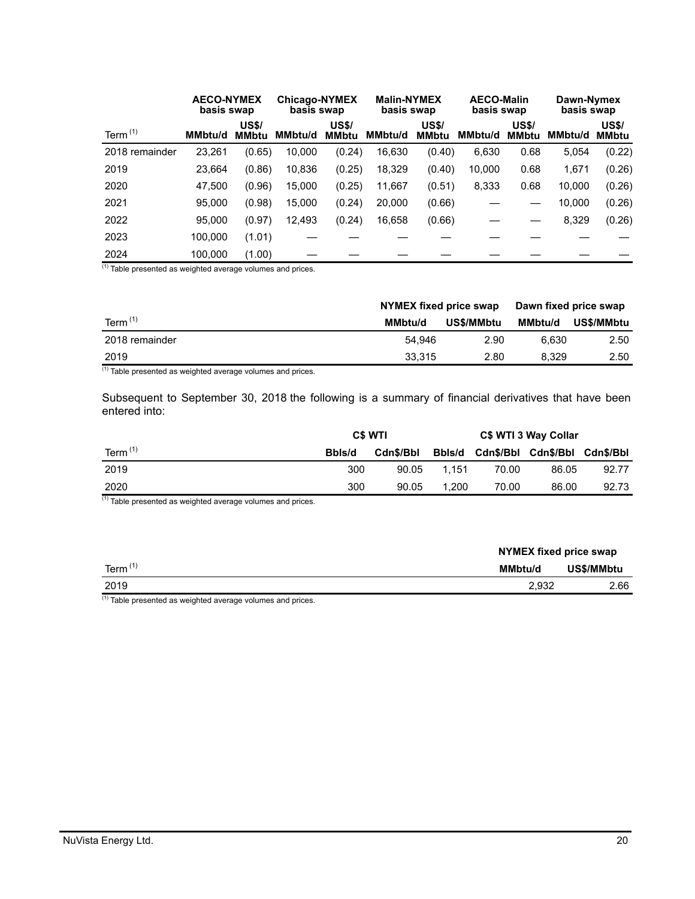| Term [(1)] | AECO-NYMEX basis swap | | Chicago-NYMEX basis swap | | Malin-NYMEX basis swap | | AECO-Malin basis swap | | Dawn-Nymex basis swap | |
|---|---|---|---|---|---|---|---|---|---|---|
| | MMbtu/d | US$/ MMbtu | MMbtu/d | US$/ MMbtu | MMbtu/d | US$/ MMbtu | MMbtu/d | US$/ MMbtu | MMbtu/d | US$/ MMbtu |
| 2018 remainder | 23,261 | (0.65) | 10,000 | (0.24) | 16,630 | (0.40) | 6,630 | 0.68 | 5,054 | (0.22) |
| 2019 | 23,664 | (0.86) | 10,836 | (0.25) | 18,329 | (0.40) | 10,000 | 0.68 | 1,671 | (0.26) |
| 2020 | 47,500 | (0.96) | 15,000 | (0.25) | 11,667 | (0.51) | 8,333 | 0.68 | 10,000 | (0.26) |
| 2021 | 95,000 | (0.98) | 15,000 | (0.24) | 20,000 | (0.66) | — | — | 10,000 | (0.26) |
| 2022 | 95,000 | (0.97) | 12,493 | (0.24) | 16,658 | (0.66) | — | — | 8,329 | (0.26) |
| 2023 | 100,000 | (1.01) | — | — | — | — | — | — | — | — |
| 2024 | 100,000 | (1.00) | — | — | — | — | — | — | — | — |

[(1)] Table presented as weighted average volumes and prices.

| Term [(1)] | NYMEX fixed price swap | | Dawn fixed price swap | |
|---|---|---|---|---|
| | MMbtu/d | US$/MMbtu | MMbtu/d | US$/MMbtu |
| 2018 remainder | 54,946 | 2.90 | 6,630 | 2.50 |
| 2019 | 33,315 | 2.80 | 8,329 | 2.50 |

[(1)] Table presented as weighted average volumes and prices.

Subsequent to September 30, 2018 the following is a summary of financial derivatives that have been entered into:

| Term [(1)] | C$ WTI | | C$ WTI 3 Way Collar | | | |
|---|---|---|---|---|---|---|
| | Bbls/d | Cdn$/Bbl | Bbls/d | Cdn$/Bbl | Cdn$/Bbl | Cdn$/Bbl |
| 2019 | 300 | 90.05 | 1,151 | 70.00 | 86.05 | 92.77 |
| 2020 | 300 | 90.05 | 1,200 | 70.00 | 86.00 | 92.73 |

[(1)] Table presented as weighted average volumes and prices.

| Term [(1)] | NYMEX fixed price swap | |
|---|---|---|
| | MMbtu/d | US$/MMbtu |
| 2019 | 2,932 | 2.66 |

[(1)] Table presented as weighted average volumes and prices.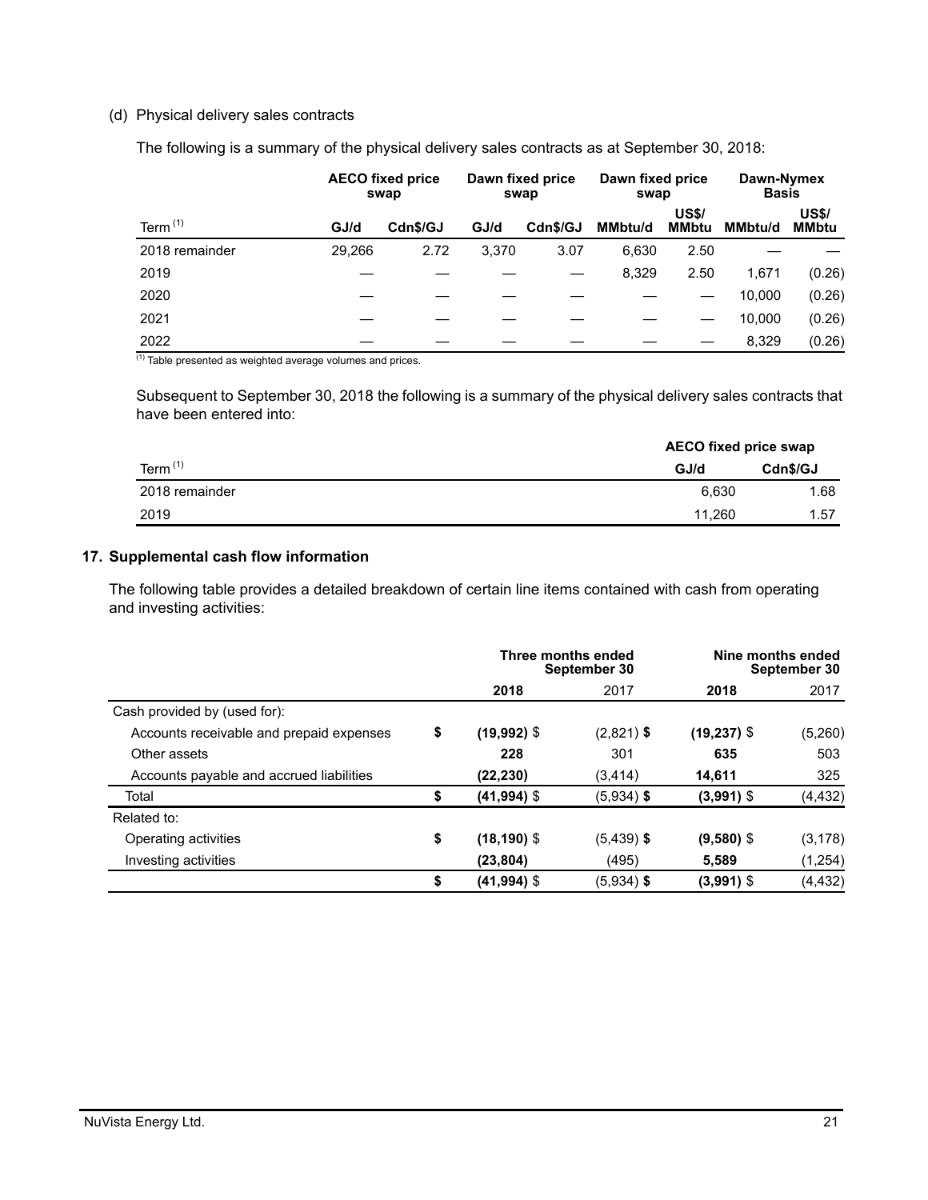(d) Physical delivery sales contracts

The following is a summary of the physical delivery sales contracts as at September 30, 2018:

| | AECO fixed price swap | | Dawn fixed price swap | | Dawn fixed price swap | | Dawn-Nymex Basis | |
|---|---|---|---|---|---|---|---|---|
| Term [1] | GJ/d | Cdn$/GJ | GJ/d | Cdn$/GJ | MMbtu/d | US$/ MMbtu | MMbtu/d | US$/ MMbtu |
| 2018 remainder | 29,266 | 2.72 | 3,370 | 3.07 | 6,630 | 2.50 | — | — |
| 2019 | — | — | — | — | 8,329 | 2.50 | 1,671 | (0.26) |
| 2020 | — | — | — | — | — | — | 10,000 | (0.26) |
| 2021 | — | — | — | — | — | — | 10,000 | (0.26) |
| 2022 | — | — | — | — | — | — | 8,329 | (0.26) |

[1] Table presented as weighted average volumes and prices.

Subsequent to September 30, 2018 the following is a summary of the physical delivery sales contracts that have been entered into:

| | AECO fixed price swap | |
|---|---|---|
| Term [1] | GJ/d | Cdn$/GJ |
| 2018 remainder | 6,630 | 1.68 |
| 2019 | 11,260 | 1.57 |

## 17. Supplemental cash flow information

The following table provides a detailed breakdown of certain line items contained with cash from operating and investing activities:

| | Three months ended September 30 | | Nine months ended September 30 | |
|---|---|---|---|---|
| | **2018** | 2017 | **2018** | 2017 |
| Cash provided by (used for): | | | | |
| Accounts receivable and prepaid expenses | **$ (19,992)** | $ (2,821) | **$ (19,237)** | $ (5,260) |
| Other assets | **228** | 301 | **635** | 503 |
| Accounts payable and accrued liabilities | **(22,230)** | (3,414) | **14,611** | 325 |
| Total | **$ (41,994)** | $ (5,934) | **$ (3,991)** | $ (4,432) |
| Related to: | | | | |
| Operating activities | **$ (18,190)** | $ (5,439) | **$ (9,580)** | $ (3,178) |
| Investing activities | **(23,804)** | (495) | **5,589** | (1,254) |
| | **$ (41,994)** | $ (5,934) | **$ (3,991)** | $ (4,432) |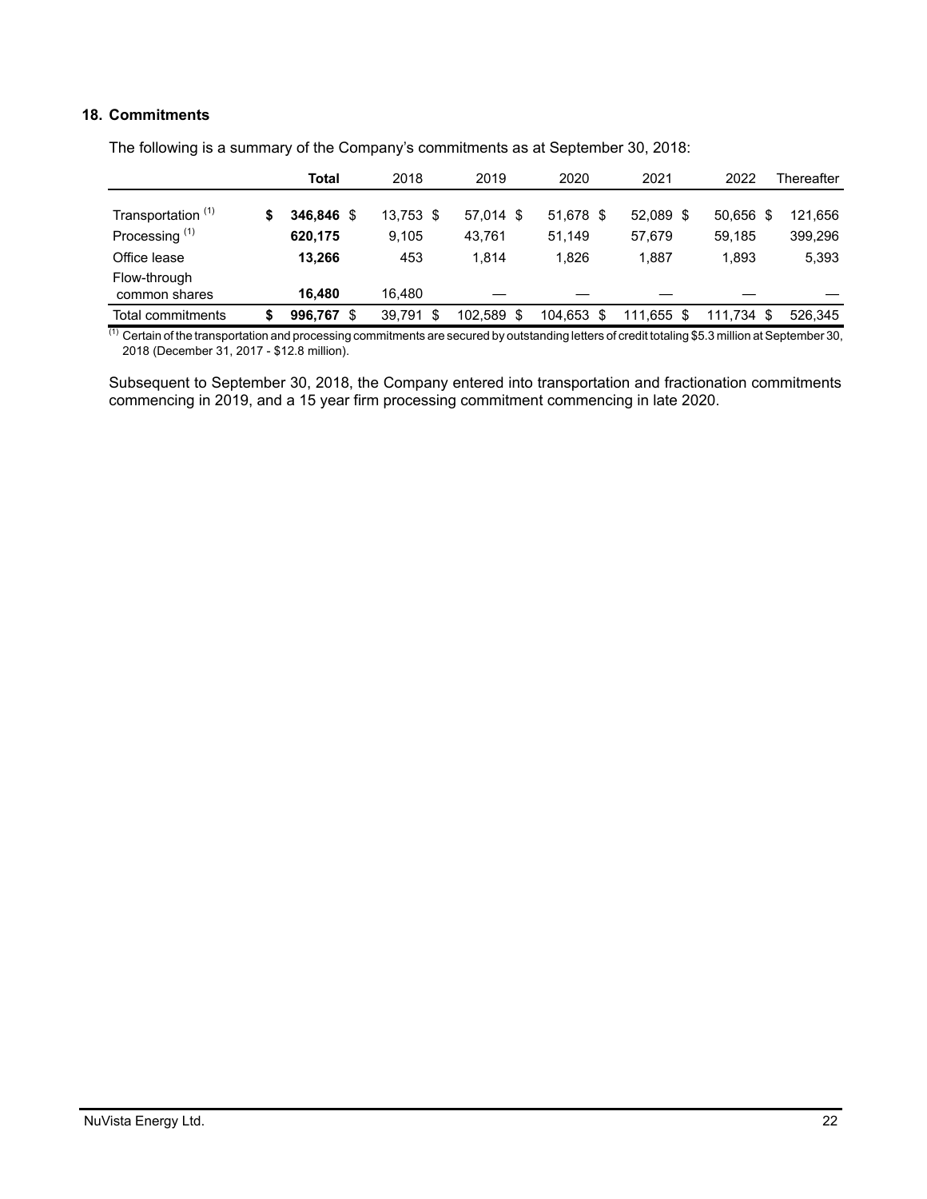## 18. Commitments

The following is a summary of the Company's commitments as at September 30, 2018:

| | Total | 2018 | 2019 | 2020 | 2021 | 2022 | Thereafter |
|---|---|---|---|---|---|---|---|
| Transportation [(1)] | $ **346,846** | $ 13,753 | $ 57,014 | $ 51,678 | $ 52,089 | $ 50,656 | $ 121,656 |
| Processing [(1)] | **620,175** | 9,105 | 43,761 | 51,149 | 57,679 | 59,185 | 399,296 |
| Office lease | **13,266** | 453 | 1,814 | 1,826 | 1,887 | 1,893 | 5,393 |
| Flow-through common shares | **16,480** | 16,480 | — | — | — | — | — |
| Total commitments | $ **996,767** | $ 39,791 | $ 102,589 | $ 104,653 | $ 111,655 | $ 111,734 | $ 526,345 |

[(1)] Certain of the transportation and processing commitments are secured by outstanding letters of credit totaling $5.3 million at September 30, 2018 (December 31, 2017 - $12.8 million).

Subsequent to September 30, 2018, the Company entered into transportation and fractionation commitments commencing in 2019, and a 15 year firm processing commitment commencing in late 2020.